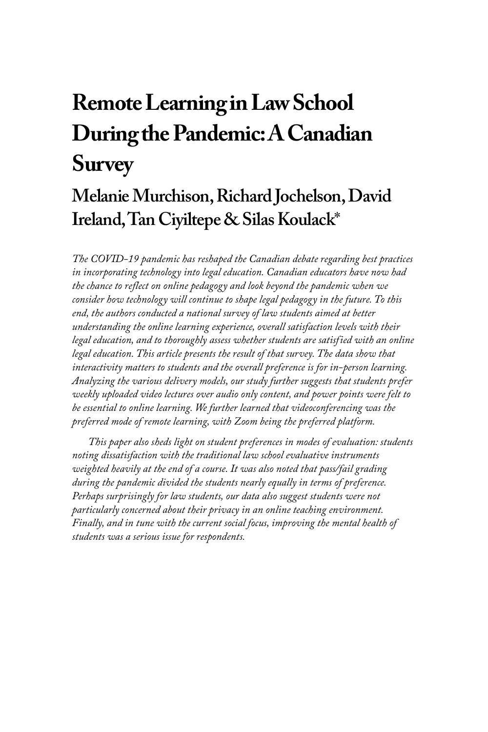# Remote Learning in Law School During the Pandemic: A Canadian Survey

## Melanie Murchison, Richard Jochelson, David Ireland, Tan Ciyiltepe & Silas Koulack*

*The COVID-19 pandemic has reshaped the Canadian debate regarding best practices in incorporating technology into legal education. Canadian educators have now had the chance to reflect on online pedagogy and look beyond the pandemic when we consider how technology will continue to shape legal pedagogy in the future. To this end, the authors conducted a national survey of law students aimed at better understanding the online learning experience, overall satisfaction levels with their legal education, and to thoroughly assess whether students are satisfied with an online legal education. This article presents the result of that survey. The data show that interactivity matters to students and the overall preference is for in-person learning. Analyzing the various delivery models, our study further suggests that students prefer weekly uploaded video lectures over audio only content, and power points were felt to be essential to online learning. We further learned that videoconferencing was the preferred mode of remote learning, with Zoom being the preferred platform.*

*This paper also sheds light on student preferences in modes of evaluation: students noting dissatisfaction with the traditional law school evaluative instruments weighted heavily at the end of a course. It was also noted that pass/fail grading during the pandemic divided the students nearly equally in terms of preference. Perhaps surprisingly for law students, our data also suggest students were not particularly concerned about their privacy in an online teaching environment. Finally, and in tune with the current social focus, improving the mental health of students was a serious issue for respondents.*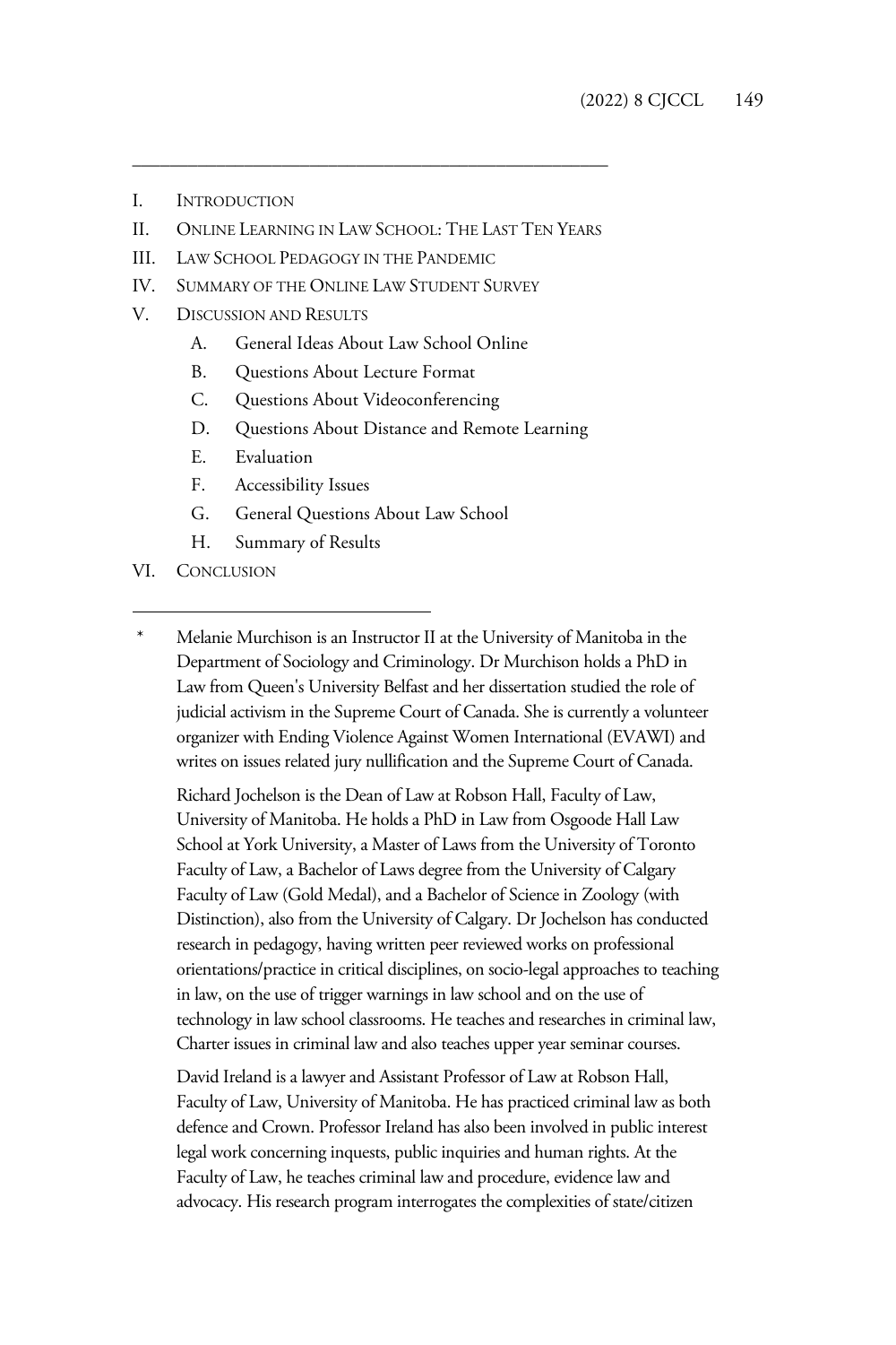I. INTRODUCTION
II. ONLINE LEARNING IN LAW SCHOOL: THE LAST TEN YEARS
III. LAW SCHOOL PEDAGOGY IN THE PANDEMIC
IV. SUMMARY OF THE ONLINE LAW STUDENT SURVEY
V. DISCUSSION AND RESULTS
    A. General Ideas About Law School Online
    B. Questions About Lecture Format
    C. Questions About Videoconferencing
    D. Questions About Distance and Remote Learning
    E. Evaluation
    F. Accessibility Issues
    G. General Questions About Law School
    H. Summary of Results
VI. CONCLUSION

---

* Melanie Murchison is an Instructor II at the University of Manitoba in the Department of Sociology and Criminology. Dr Murchison holds a PhD in Law from Queen's University Belfast and her dissertation studied the role of judicial activism in the Supreme Court of Canada. She is currently a volunteer organizer with Ending Violence Against Women International (EVAWI) and writes on issues related jury nullification and the Supreme Court of Canada.

  Richard Jochelson is the Dean of Law at Robson Hall, Faculty of Law, University of Manitoba. He holds a PhD in Law from Osgoode Hall Law School at York University, a Master of Laws from the University of Toronto Faculty of Law, a Bachelor of Laws degree from the University of Calgary Faculty of Law (Gold Medal), and a Bachelor of Science in Zoology (with Distinction), also from the University of Calgary. Dr Jochelson has conducted research in pedagogy, having written peer reviewed works on professional orientations/practice in critical disciplines, on socio-legal approaches to teaching in law, on the use of trigger warnings in law school and on the use of technology in law school classrooms. He teaches and researches in criminal law, Charter issues in criminal law and also teaches upper year seminar courses.

  David Ireland is a lawyer and Assistant Professor of Law at Robson Hall, Faculty of Law, University of Manitoba. He has practiced criminal law as both defence and Crown. Professor Ireland has also been involved in public interest legal work concerning inquests, public inquiries and human rights. At the Faculty of Law, he teaches criminal law and procedure, evidence law and advocacy. His research program interrogates the complexities of state/citizen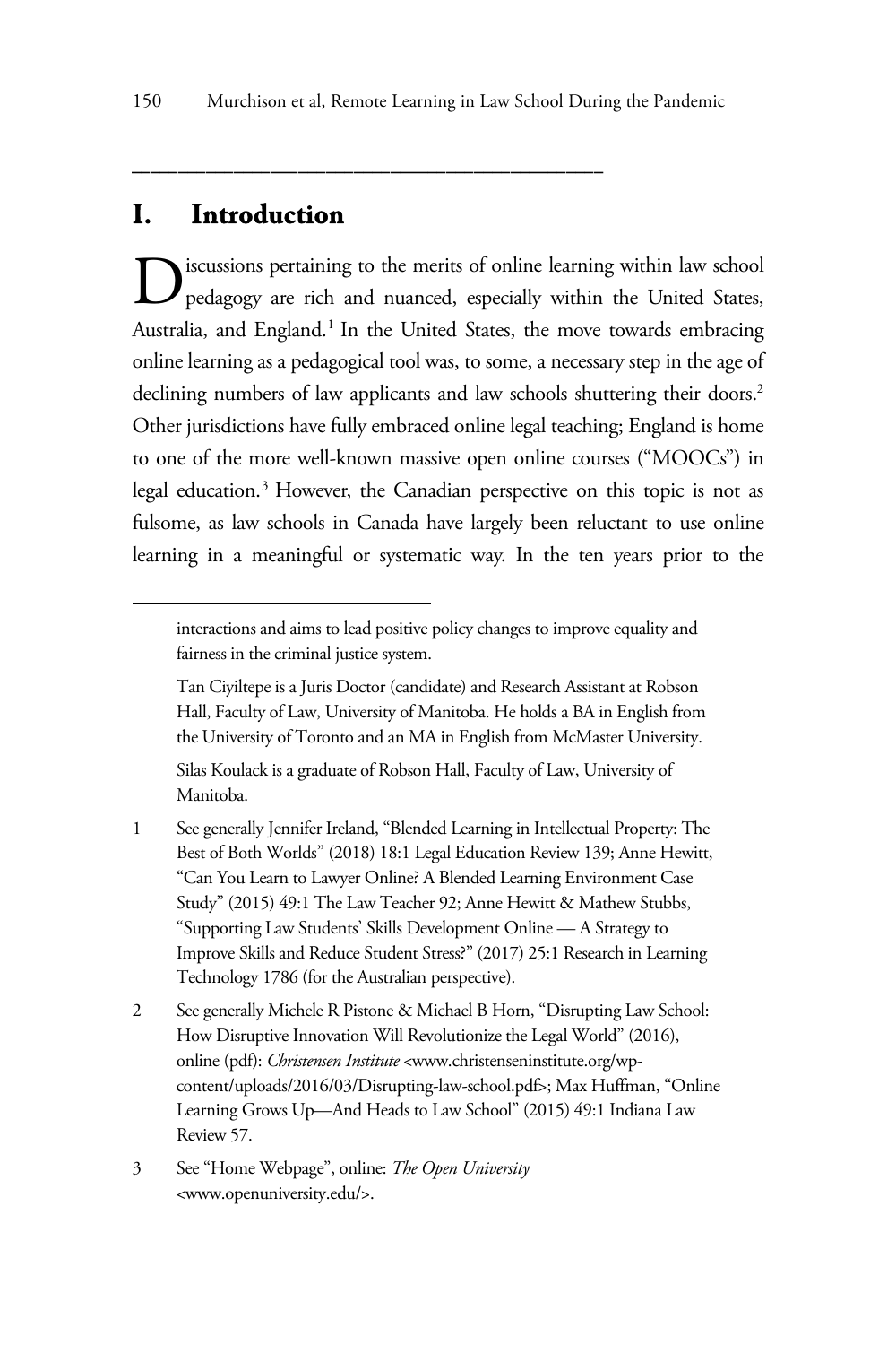## I. Introduction

Discussions pertaining to the merits of online learning within law school pedagogy are rich and nuanced, especially within the United States, Australia, and England.[1] In the United States, the move towards embracing online learning as a pedagogical tool was, to some, a necessary step in the age of declining numbers of law applicants and law schools shuttering their doors.[2] Other jurisdictions have fully embraced online legal teaching; England is home to one of the more well-known massive open online courses ("MOOCs") in legal education.[3] However, the Canadian perspective on this topic is not as fulsome, as law schools in Canada have largely been reluctant to use online learning in a meaningful or systematic way. In the ten years prior to the

---

interactions and aims to lead positive policy changes to improve equality and fairness in the criminal justice system.

Tan Ciyiltepe is a Juris Doctor (candidate) and Research Assistant at Robson Hall, Faculty of Law, University of Manitoba. He holds a BA in English from the University of Toronto and an MA in English from McMaster University.

Silas Koulack is a graduate of Robson Hall, Faculty of Law, University of Manitoba.

1 See generally Jennifer Ireland, "Blended Learning in Intellectual Property: The Best of Both Worlds" (2018) 18:1 Legal Education Review 139; Anne Hewitt, "Can You Learn to Lawyer Online? A Blended Learning Environment Case Study" (2015) 49:1 The Law Teacher 92; Anne Hewitt & Mathew Stubbs, "Supporting Law Students' Skills Development Online — A Strategy to Improve Skills and Reduce Student Stress?" (2017) 25:1 Research in Learning Technology 1786 (for the Australian perspective).

2 See generally Michele R Pistone & Michael B Horn, "Disrupting Law School: How Disruptive Innovation Will Revolutionize the Legal World" (2016), online (pdf): *Christensen Institute* <www.christenseninstitute.org/wp-content/uploads/2016/03/Disrupting-law-school.pdf>; Max Huffman, "Online Learning Grows Up—And Heads to Law School" (2015) 49:1 Indiana Law Review 57.

3 See "Home Webpage", online: *The Open University* <www.openuniversity.edu/>.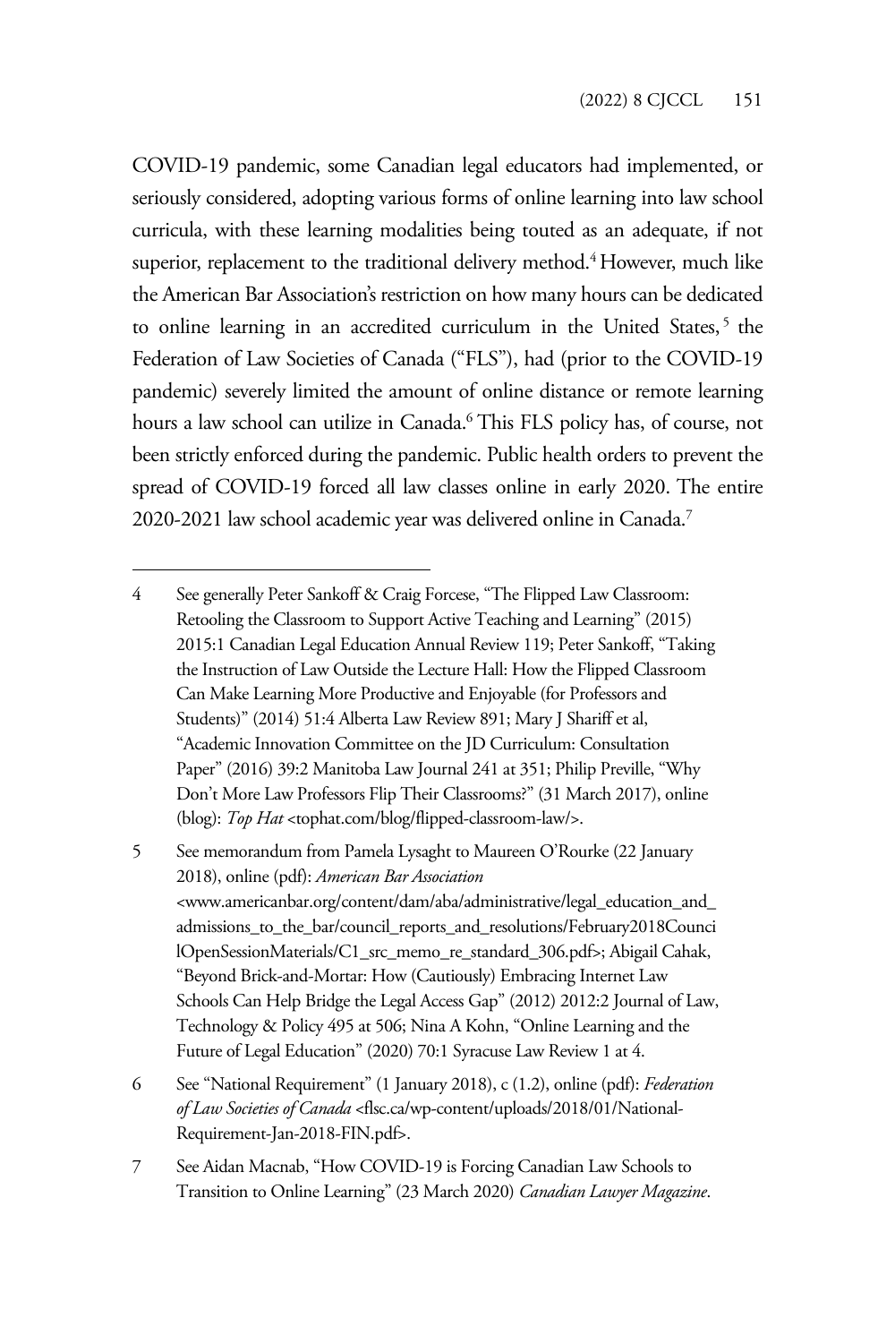COVID-19 pandemic, some Canadian legal educators had implemented, or seriously considered, adopting various forms of online learning into law school curricula, with these learning modalities being touted as an adequate, if not superior, replacement to the traditional delivery method.[4] However, much like the American Bar Association's restriction on how many hours can be dedicated to online learning in an accredited curriculum in the United States,[5] the Federation of Law Societies of Canada ("FLS"), had (prior to the COVID-19 pandemic) severely limited the amount of online distance or remote learning hours a law school can utilize in Canada.[6] This FLS policy has, of course, not been strictly enforced during the pandemic. Public health orders to prevent the spread of COVID-19 forced all law classes online in early 2020. The entire 2020-2021 law school academic year was delivered online in Canada.[7]

---

4 See generally Peter Sankoff & Craig Forcese, "The Flipped Law Classroom: Retooling the Classroom to Support Active Teaching and Learning" (2015) 2015:1 Canadian Legal Education Annual Review 119; Peter Sankoff, "Taking the Instruction of Law Outside the Lecture Hall: How the Flipped Classroom Can Make Learning More Productive and Enjoyable (for Professors and Students)" (2014) 51:4 Alberta Law Review 891; Mary J Shariff et al, "Academic Innovation Committee on the JD Curriculum: Consultation Paper" (2016) 39:2 Manitoba Law Journal 241 at 351; Philip Preville, "Why Don't More Law Professors Flip Their Classrooms?" (31 March 2017), online (blog): *Top Hat* <tophat.com/blog/flipped-classroom-law/>.

5 See memorandum from Pamela Lysaght to Maureen O'Rourke (22 January 2018), online (pdf): *American Bar Association* <www.americanbar.org/content/dam/aba/administrative/legal_education_and_admissions_to_the_bar/council_reports_and_resolutions/February2018CouncilOpenSessionMaterials/C1_src_memo_re_standard_306.pdf>; Abigail Cahak, "Beyond Brick-and-Mortar: How (Cautiously) Embracing Internet Law Schools Can Help Bridge the Legal Access Gap" (2012) 2012:2 Journal of Law, Technology & Policy 495 at 506; Nina A Kohn, "Online Learning and the Future of Legal Education" (2020) 70:1 Syracuse Law Review 1 at 4.

6 See "National Requirement" (1 January 2018), c (1.2), online (pdf): *Federation of Law Societies of Canada* <flsc.ca/wp-content/uploads/2018/01/National-Requirement-Jan-2018-FIN.pdf>.

7 See Aidan Macnab, "How COVID-19 is Forcing Canadian Law Schools to Transition to Online Learning" (23 March 2020) *Canadian Lawyer Magazine*.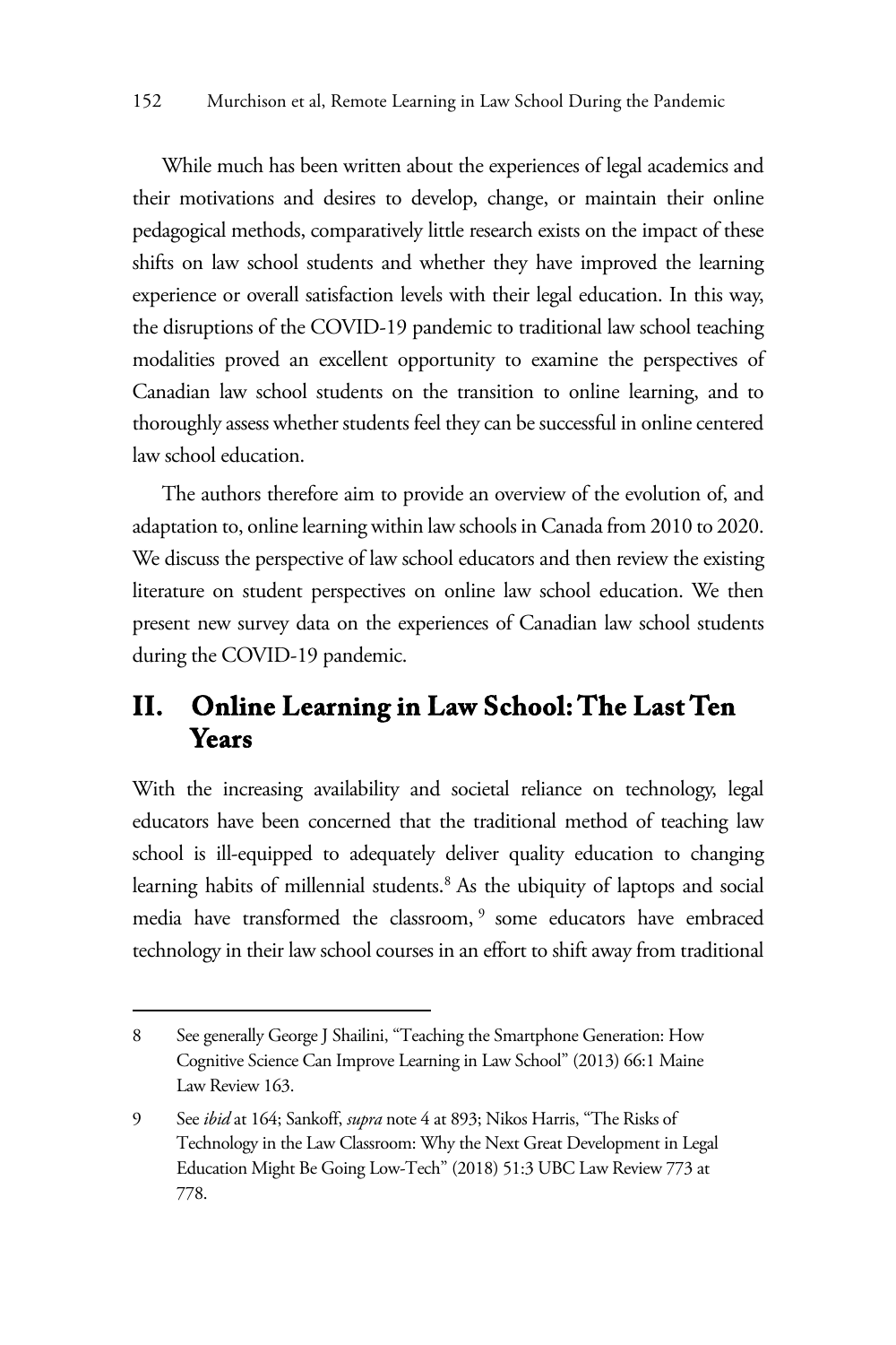While much has been written about the experiences of legal academics and their motivations and desires to develop, change, or maintain their online pedagogical methods, comparatively little research exists on the impact of these shifts on law school students and whether they have improved the learning experience or overall satisfaction levels with their legal education. In this way, the disruptions of the COVID-19 pandemic to traditional law school teaching modalities proved an excellent opportunity to examine the perspectives of Canadian law school students on the transition to online learning, and to thoroughly assess whether students feel they can be successful in online centered law school education.

The authors therefore aim to provide an overview of the evolution of, and adaptation to, online learning within law schools in Canada from 2010 to 2020. We discuss the perspective of law school educators and then review the existing literature on student perspectives on online law school education. We then present new survey data on the experiences of Canadian law school students during the COVID-19 pandemic.

## II. Online Learning in Law School: The Last Ten Years

With the increasing availability and societal reliance on technology, legal educators have been concerned that the traditional method of teaching law school is ill-equipped to adequately deliver quality education to changing learning habits of millennial students.[8] As the ubiquity of laptops and social media have transformed the classroom,[9] some educators have embraced technology in their law school courses in an effort to shift away from traditional

---

8 See generally George J Shailini, "Teaching the Smartphone Generation: How Cognitive Science Can Improve Learning in Law School" (2013) 66:1 Maine Law Review 163.

9 See *ibid* at 164; Sankoff, *supra* note 4 at 893; Nikos Harris, "The Risks of Technology in the Law Classroom: Why the Next Great Development in Legal Education Might Be Going Low-Tech" (2018) 51:3 UBC Law Review 773 at 778.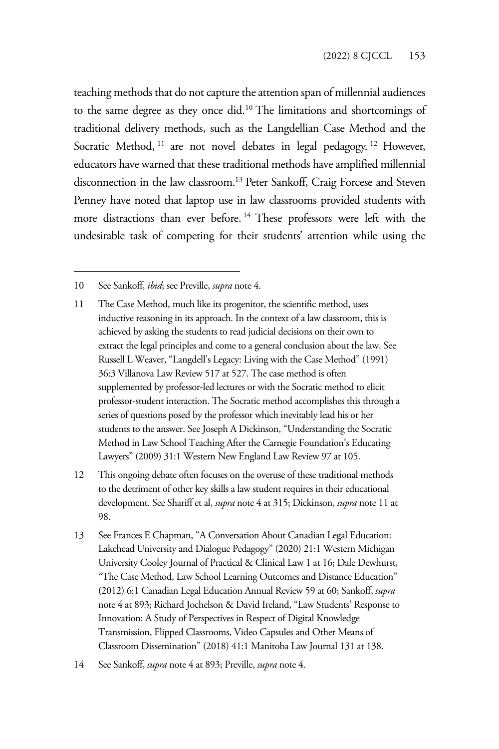teaching methods that do not capture the attention span of millennial audiences to the same degree as they once did.[10] The limitations and shortcomings of traditional delivery methods, such as the Langdellian Case Method and the Socratic Method,[11] are not novel debates in legal pedagogy.[12] However, educators have warned that these traditional methods have amplified millennial disconnection in the law classroom.[13] Peter Sankoff, Craig Forcese and Steven Penney have noted that laptop use in law classrooms provided students with more distractions than ever before.[14] These professors were left with the undesirable task of competing for their students' attention while using the

---

10 See Sankoff, *ibid*; see Preville, *supra* note 4.

11 The Case Method, much like its progenitor, the scientific method, uses inductive reasoning in its approach. In the context of a law classroom, this is achieved by asking the students to read judicial decisions on their own to extract the legal principles and come to a general conclusion about the law. See Russell L Weaver, "Langdell's Legacy: Living with the Case Method" (1991) 36:3 Villanova Law Review 517 at 527. The case method is often supplemented by professor-led lectures or with the Socratic method to elicit professor-student interaction. The Socratic method accomplishes this through a series of questions posed by the professor which inevitably lead his or her students to the answer. See Joseph A Dickinson, "Understanding the Socratic Method in Law School Teaching After the Carnegie Foundation's Educating Lawyers" (2009) 31:1 Western New England Law Review 97 at 105.

12 This ongoing debate often focuses on the overuse of these traditional methods to the detriment of other key skills a law student requires in their educational development. See Shariff et al, *supra* note 4 at 315; Dickinson, *supra* note 11 at 98.

13 See Frances E Chapman, "A Conversation About Canadian Legal Education: Lakehead University and Dialogue Pedagogy" (2020) 21:1 Western Michigan University Cooley Journal of Practical & Clinical Law 1 at 16; Dale Dewhurst, "The Case Method, Law School Learning Outcomes and Distance Education" (2012) 6:1 Canadian Legal Education Annual Review 59 at 60; Sankoff, *supra* note 4 at 893; Richard Jochelson & David Ireland, "Law Students' Response to Innovation: A Study of Perspectives in Respect of Digital Knowledge Transmission, Flipped Classrooms, Video Capsules and Other Means of Classroom Dissemination" (2018) 41:1 Manitoba Law Journal 131 at 138.

14 See Sankoff, *supra* note 4 at 893; Preville, *supra* note 4.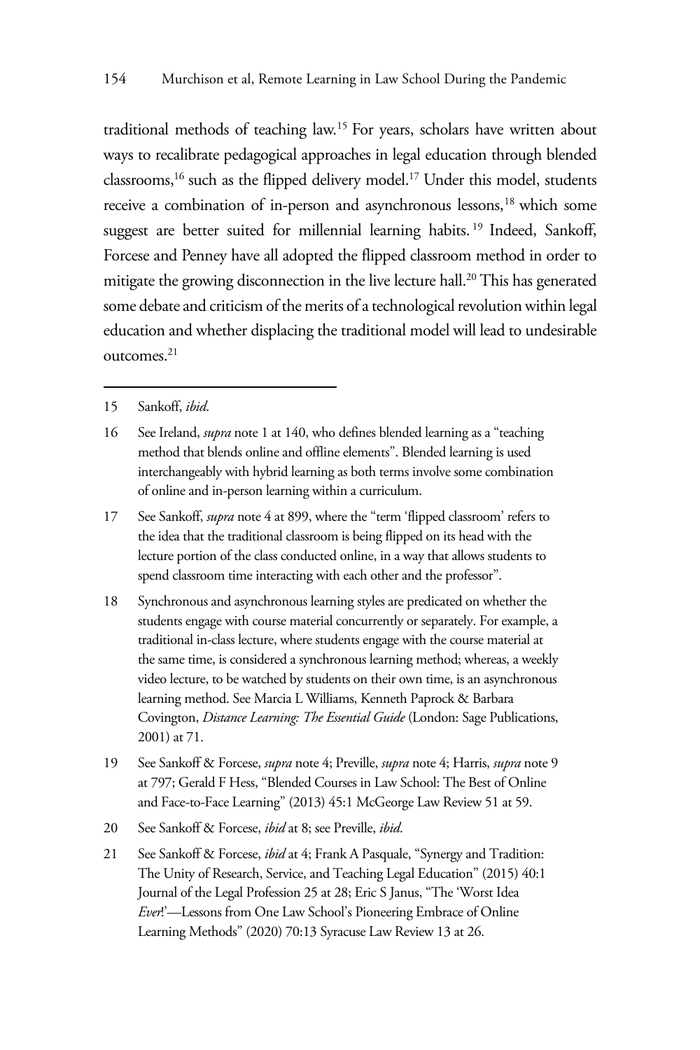traditional methods of teaching law.[15] For years, scholars have written about ways to recalibrate pedagogical approaches in legal education through blended classrooms,[16] such as the flipped delivery model.[17] Under this model, students receive a combination of in-person and asynchronous lessons,[18] which some suggest are better suited for millennial learning habits.[19] Indeed, Sankoff, Forcese and Penney have all adopted the flipped classroom method in order to mitigate the growing disconnection in the live lecture hall.[20] This has generated some debate and criticism of the merits of a technological revolution within legal education and whether displacing the traditional model will lead to undesirable outcomes.[21]

---

15 Sankoff, *ibid*.

16 See Ireland, *supra* note 1 at 140, who defines blended learning as a "teaching method that blends online and offline elements". Blended learning is used interchangeably with hybrid learning as both terms involve some combination of online and in-person learning within a curriculum.

17 See Sankoff, *supra* note 4 at 899, where the "term 'flipped classroom' refers to the idea that the traditional classroom is being flipped on its head with the lecture portion of the class conducted online, in a way that allows students to spend classroom time interacting with each other and the professor".

18 Synchronous and asynchronous learning styles are predicated on whether the students engage with course material concurrently or separately. For example, a traditional in-class lecture, where students engage with the course material at the same time, is considered a synchronous learning method; whereas, a weekly video lecture, to be watched by students on their own time, is an asynchronous learning method. See Marcia L Williams, Kenneth Paprock & Barbara Covington, *Distance Learning: The Essential Guide* (London: Sage Publications, 2001) at 71.

19 See Sankoff & Forcese, *supra* note 4; Preville, *supra* note 4; Harris, *supra* note 9 at 797; Gerald F Hess, "Blended Courses in Law School: The Best of Online and Face-to-Face Learning" (2013) 45:1 McGeorge Law Review 51 at 59.

20 See Sankoff & Forcese, *ibid* at 8; see Preville, *ibid*.

21 See Sankoff & Forcese, *ibid* at 4; Frank A Pasquale, "Synergy and Tradition: The Unity of Research, Service, and Teaching Legal Education" (2015) 40:1 Journal of the Legal Profession 25 at 28; Eric S Janus, "The 'Worst Idea *Ever*!'—Lessons from One Law School's Pioneering Embrace of Online Learning Methods" (2020) 70:13 Syracuse Law Review 13 at 26.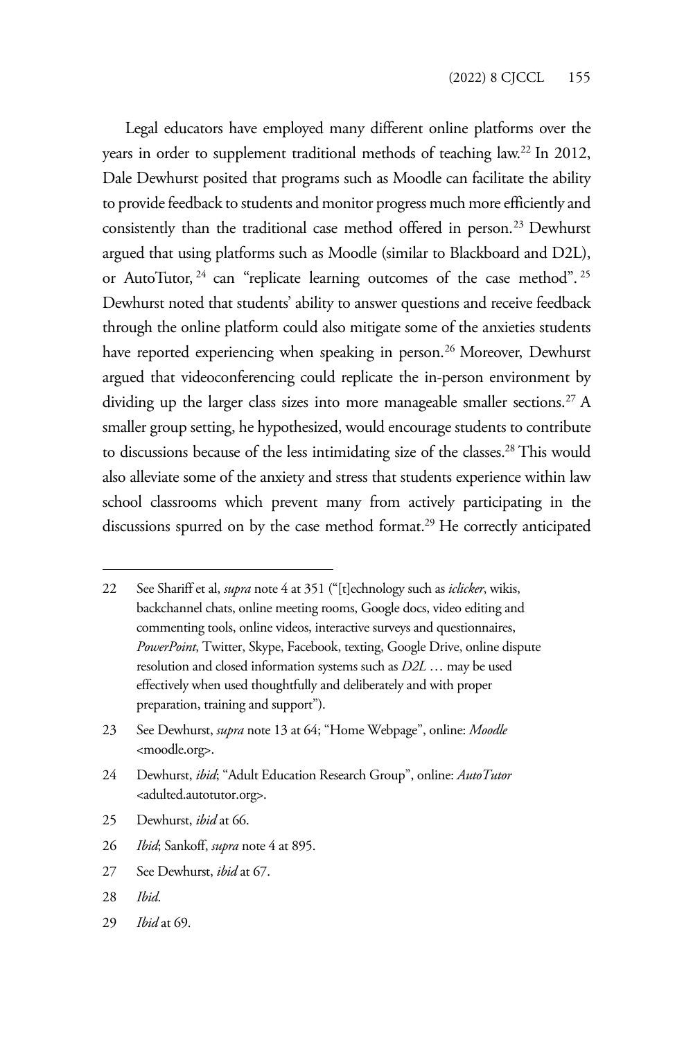Legal educators have employed many different online platforms over the years in order to supplement traditional methods of teaching law.[22] In 2012, Dale Dewhurst posited that programs such as Moodle can facilitate the ability to provide feedback to students and monitor progress much more efficiently and consistently than the traditional case method offered in person.[23] Dewhurst argued that using platforms such as Moodle (similar to Blackboard and D2L), or AutoTutor,[24] can "replicate learning outcomes of the case method".[25] Dewhurst noted that students' ability to answer questions and receive feedback through the online platform could also mitigate some of the anxieties students have reported experiencing when speaking in person.[26] Moreover, Dewhurst argued that videoconferencing could replicate the in-person environment by dividing up the larger class sizes into more manageable smaller sections.[27] A smaller group setting, he hypothesized, would encourage students to contribute to discussions because of the less intimidating size of the classes.[28] This would also alleviate some of the anxiety and stress that students experience within law school classrooms which prevent many from actively participating in the discussions spurred on by the case method format.[29] He correctly anticipated

---

22 See Shariff et al, *supra* note 4 at 351 ("[t]echnology such as *iclicker*, wikis, backchannel chats, online meeting rooms, Google docs, video editing and commenting tools, online videos, interactive surveys and questionnaires, *PowerPoint*, Twitter, Skype, Facebook, texting, Google Drive, online dispute resolution and closed information systems such as *D2L* … may be used effectively when used thoughtfully and deliberately and with proper preparation, training and support").

23 See Dewhurst, *supra* note 13 at 64; "Home Webpage", online: *Moodle* <moodle.org>.

24 Dewhurst, *ibid*; "Adult Education Research Group", online: *AutoTutor* <adulted.autotutor.org>.

25 Dewhurst, *ibid* at 66.

26 *Ibid*; Sankoff, *supra* note 4 at 895.

27 See Dewhurst, *ibid* at 67.

28 *Ibid*.

29 *Ibid* at 69.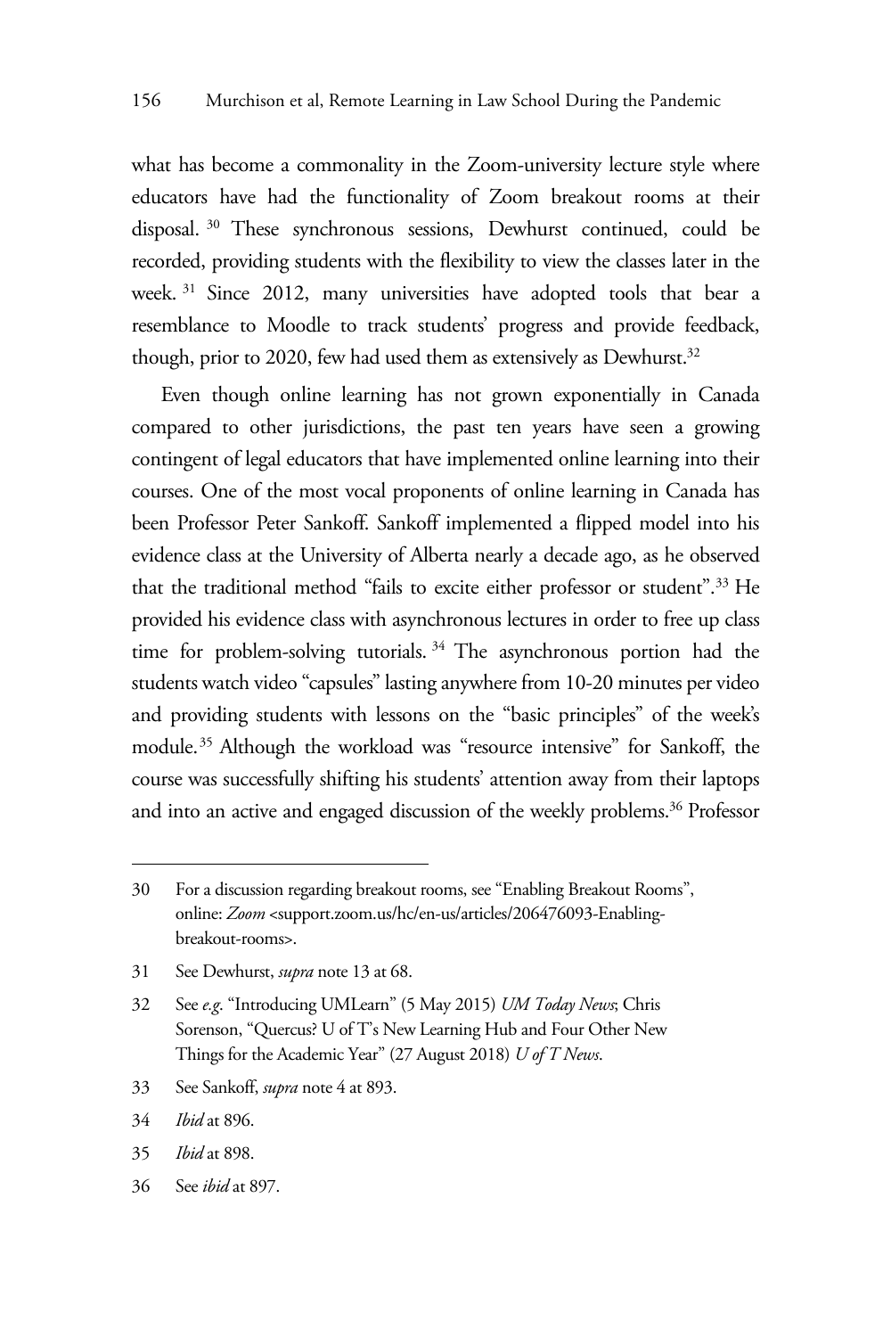what has become a commonality in the Zoom-university lecture style where educators have had the functionality of Zoom breakout rooms at their disposal.[30] These synchronous sessions, Dewhurst continued, could be recorded, providing students with the flexibility to view the classes later in the week.[31] Since 2012, many universities have adopted tools that bear a resemblance to Moodle to track students' progress and provide feedback, though, prior to 2020, few had used them as extensively as Dewhurst.[32]

Even though online learning has not grown exponentially in Canada compared to other jurisdictions, the past ten years have seen a growing contingent of legal educators that have implemented online learning into their courses. One of the most vocal proponents of online learning in Canada has been Professor Peter Sankoff. Sankoff implemented a flipped model into his evidence class at the University of Alberta nearly a decade ago, as he observed that the traditional method "fails to excite either professor or student".[33] He provided his evidence class with asynchronous lectures in order to free up class time for problem-solving tutorials.[34] The asynchronous portion had the students watch video "capsules" lasting anywhere from 10-20 minutes per video and providing students with lessons on the "basic principles" of the week's module.[35] Although the workload was "resource intensive" for Sankoff, the course was successfully shifting his students' attention away from their laptops and into an active and engaged discussion of the weekly problems.[36] Professor

---

30 For a discussion regarding breakout rooms, see "Enabling Breakout Rooms", online: *Zoom* <support.zoom.us/hc/en-us/articles/206476093-Enabling-breakout-rooms>.

31 See Dewhurst, *supra* note 13 at 68.

32 See *e.g.* "Introducing UMLearn" (5 May 2015) *UM Today News*; Chris Sorenson, "Quercus? U of T's New Learning Hub and Four Other New Things for the Academic Year" (27 August 2018) *U of T News*.

33 See Sankoff, *supra* note 4 at 893.

34 *Ibid* at 896.

35 *Ibid* at 898.

36 See *ibid* at 897.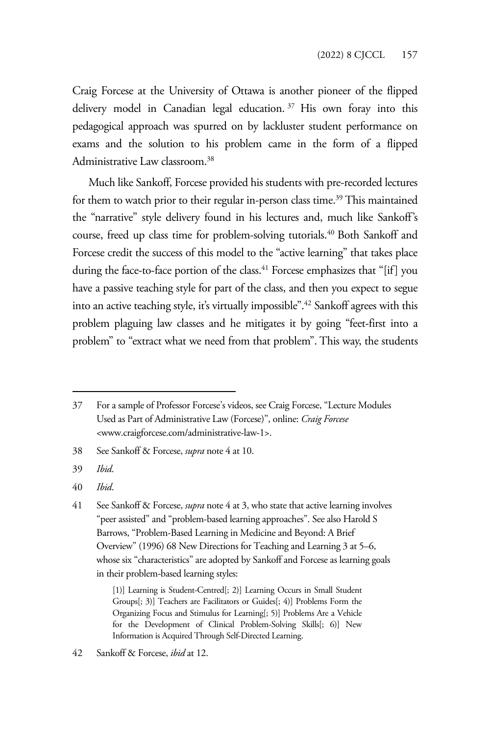Craig Forcese at the University of Ottawa is another pioneer of the flipped delivery model in Canadian legal education.[37] His own foray into this pedagogical approach was spurred on by lackluster student performance on exams and the solution to his problem came in the form of a flipped Administrative Law classroom.[38]

Much like Sankoff, Forcese provided his students with pre-recorded lectures for them to watch prior to their regular in-person class time.[39] This maintained the "narrative" style delivery found in his lectures and, much like Sankoff's course, freed up class time for problem-solving tutorials.[40] Both Sankoff and Forcese credit the success of this model to the "active learning" that takes place during the face-to-face portion of the class.[41] Forcese emphasizes that "[if] you have a passive teaching style for part of the class, and then you expect to segue into an active teaching style, it's virtually impossible".[42] Sankoff agrees with this problem plaguing law classes and he mitigates it by going "feet-first into a problem" to "extract what we need from that problem". This way, the students

---

37 For a sample of Professor Forcese's videos, see Craig Forcese, "Lecture Modules Used as Part of Administrative Law (Forcese)", online: *Craig Forcese* <www.craigforcese.com/administrative-law-1>.

38 See Sankoff & Forcese, *supra* note 4 at 10.

39 *Ibid*.

40 *Ibid*.

41 See Sankoff & Forcese, *supra* note 4 at 3, who state that active learning involves "peer assisted" and "problem-based learning approaches". See also Harold S Barrows, "Problem-Based Learning in Medicine and Beyond: A Brief Overview" (1996) 68 New Directions for Teaching and Learning 3 at 5–6, whose six "characteristics" are adopted by Sankoff and Forcese as learning goals in their problem-based learning styles:

> [1)] Learning is Student-Centred[; 2)] Learning Occurs in Small Student Groups[; 3)] Teachers are Facilitators or Guides[; 4)] Problems Form the Organizing Focus and Stimulus for Learning[; 5)] Problems Are a Vehicle for the Development of Clinical Problem-Solving Skills[; 6)] New Information is Acquired Through Self-Directed Learning.

42 Sankoff & Forcese, *ibid* at 12.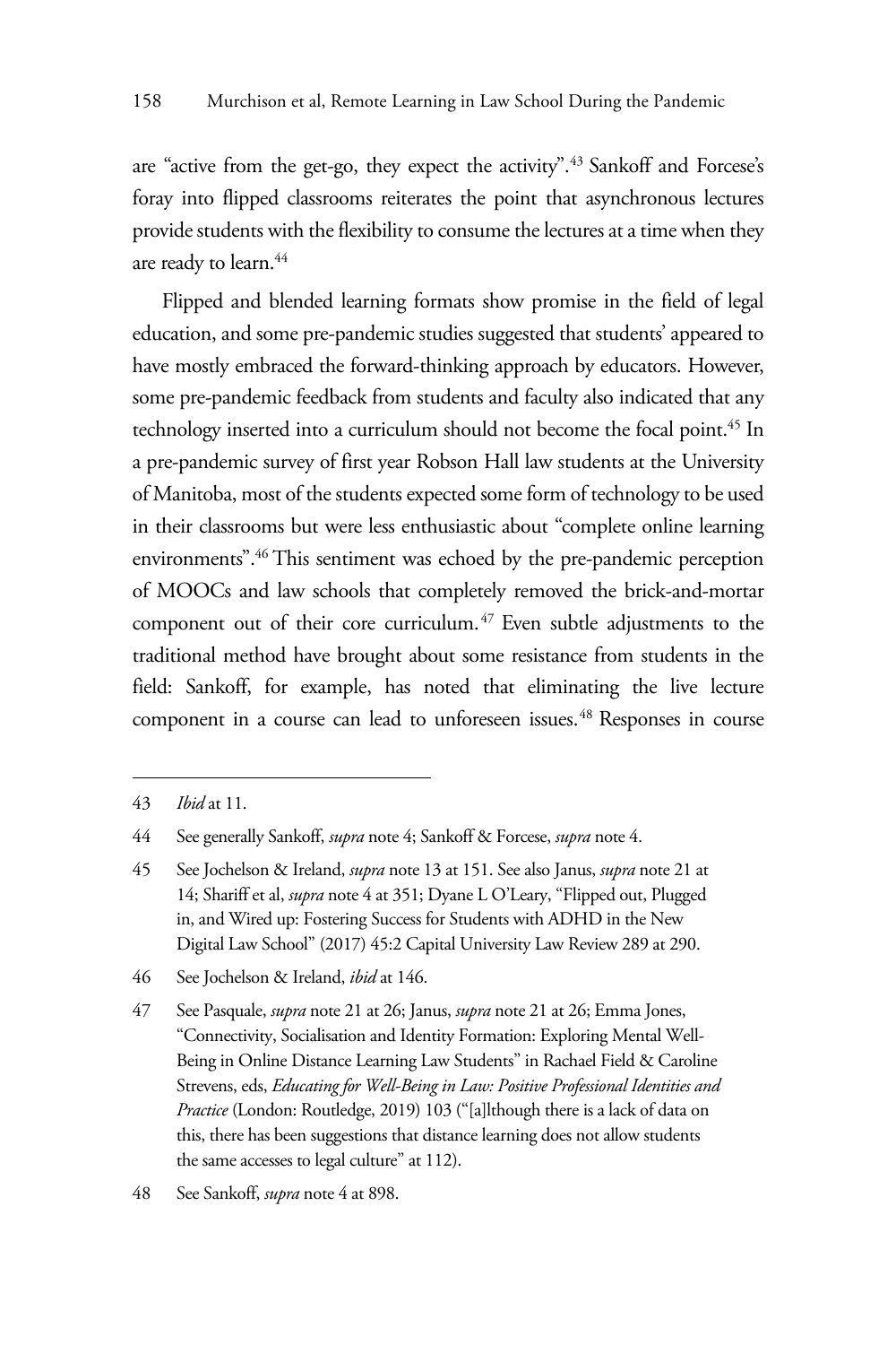are "active from the get-go, they expect the activity".[43] Sankoff and Forcese's foray into flipped classrooms reiterates the point that asynchronous lectures provide students with the flexibility to consume the lectures at a time when they are ready to learn.[44]

Flipped and blended learning formats show promise in the field of legal education, and some pre-pandemic studies suggested that students' appeared to have mostly embraced the forward-thinking approach by educators. However, some pre-pandemic feedback from students and faculty also indicated that any technology inserted into a curriculum should not become the focal point.[45] In a pre-pandemic survey of first year Robson Hall law students at the University of Manitoba, most of the students expected some form of technology to be used in their classrooms but were less enthusiastic about "complete online learning environments".[46] This sentiment was echoed by the pre-pandemic perception of MOOCs and law schools that completely removed the brick-and-mortar component out of their core curriculum.[47] Even subtle adjustments to the traditional method have brought about some resistance from students in the field: Sankoff, for example, has noted that eliminating the live lecture component in a course can lead to unforeseen issues.[48] Responses in course

---

43 *Ibid* at 11.

44 See generally Sankoff, *supra* note 4; Sankoff & Forcese, *supra* note 4.

45 See Jochelson & Ireland, *supra* note 13 at 151. See also Janus, *supra* note 21 at 14; Shariff et al, *supra* note 4 at 351; Dyane L O'Leary, "Flipped out, Plugged in, and Wired up: Fostering Success for Students with ADHD in the New Digital Law School" (2017) 45:2 Capital University Law Review 289 at 290.

46 See Jochelson & Ireland, *ibid* at 146.

47 See Pasquale, *supra* note 21 at 26; Janus, *supra* note 21 at 26; Emma Jones, "Connectivity, Socialisation and Identity Formation: Exploring Mental Well-Being in Online Distance Learning Law Students" in Rachael Field & Caroline Strevens, eds, *Educating for Well-Being in Law: Positive Professional Identities and Practice* (London: Routledge, 2019) 103 ("[a]lthough there is a lack of data on this, there has been suggestions that distance learning does not allow students the same accesses to legal culture" at 112).

48 See Sankoff, *supra* note 4 at 898.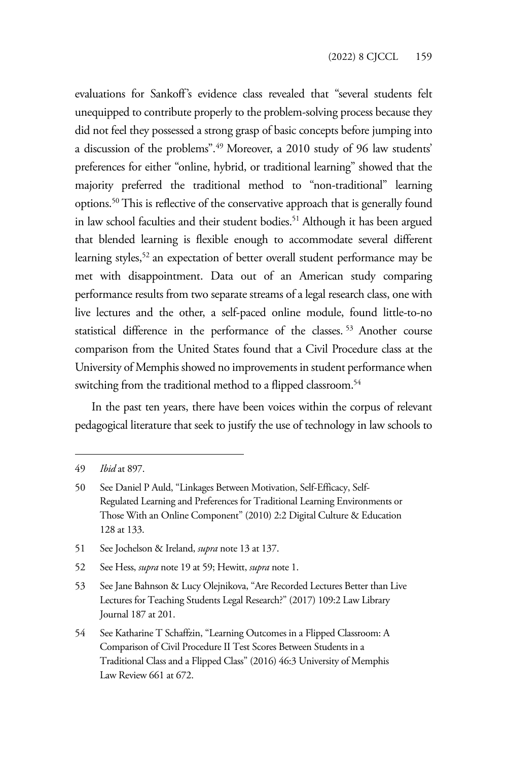evaluations for Sankoff's evidence class revealed that "several students felt unequipped to contribute properly to the problem-solving process because they did not feel they possessed a strong grasp of basic concepts before jumping into a discussion of the problems".[49] Moreover, a 2010 study of 96 law students' preferences for either "online, hybrid, or traditional learning" showed that the majority preferred the traditional method to "non-traditional" learning options.[50] This is reflective of the conservative approach that is generally found in law school faculties and their student bodies.[51] Although it has been argued that blended learning is flexible enough to accommodate several different learning styles,[52] an expectation of better overall student performance may be met with disappointment. Data out of an American study comparing performance results from two separate streams of a legal research class, one with live lectures and the other, a self-paced online module, found little-to-no statistical difference in the performance of the classes.[53] Another course comparison from the United States found that a Civil Procedure class at the University of Memphis showed no improvements in student performance when switching from the traditional method to a flipped classroom.[54]

In the past ten years, there have been voices within the corpus of relevant pedagogical literature that seek to justify the use of technology in law schools to

---

49 *Ibid* at 897.

50 See Daniel P Auld, "Linkages Between Motivation, Self-Efficacy, Self-Regulated Learning and Preferences for Traditional Learning Environments or Those With an Online Component" (2010) 2:2 Digital Culture & Education 128 at 133.

51 See Jochelson & Ireland, *supra* note 13 at 137.

52 See Hess, *supra* note 19 at 59; Hewitt, *supra* note 1.

53 See Jane Bahnson & Lucy Olejnikova, "Are Recorded Lectures Better than Live Lectures for Teaching Students Legal Research?" (2017) 109:2 Law Library Journal 187 at 201.

54 See Katharine T Schaffzin, "Learning Outcomes in a Flipped Classroom: A Comparison of Civil Procedure II Test Scores Between Students in a Traditional Class and a Flipped Class" (2016) 46:3 University of Memphis Law Review 661 at 672.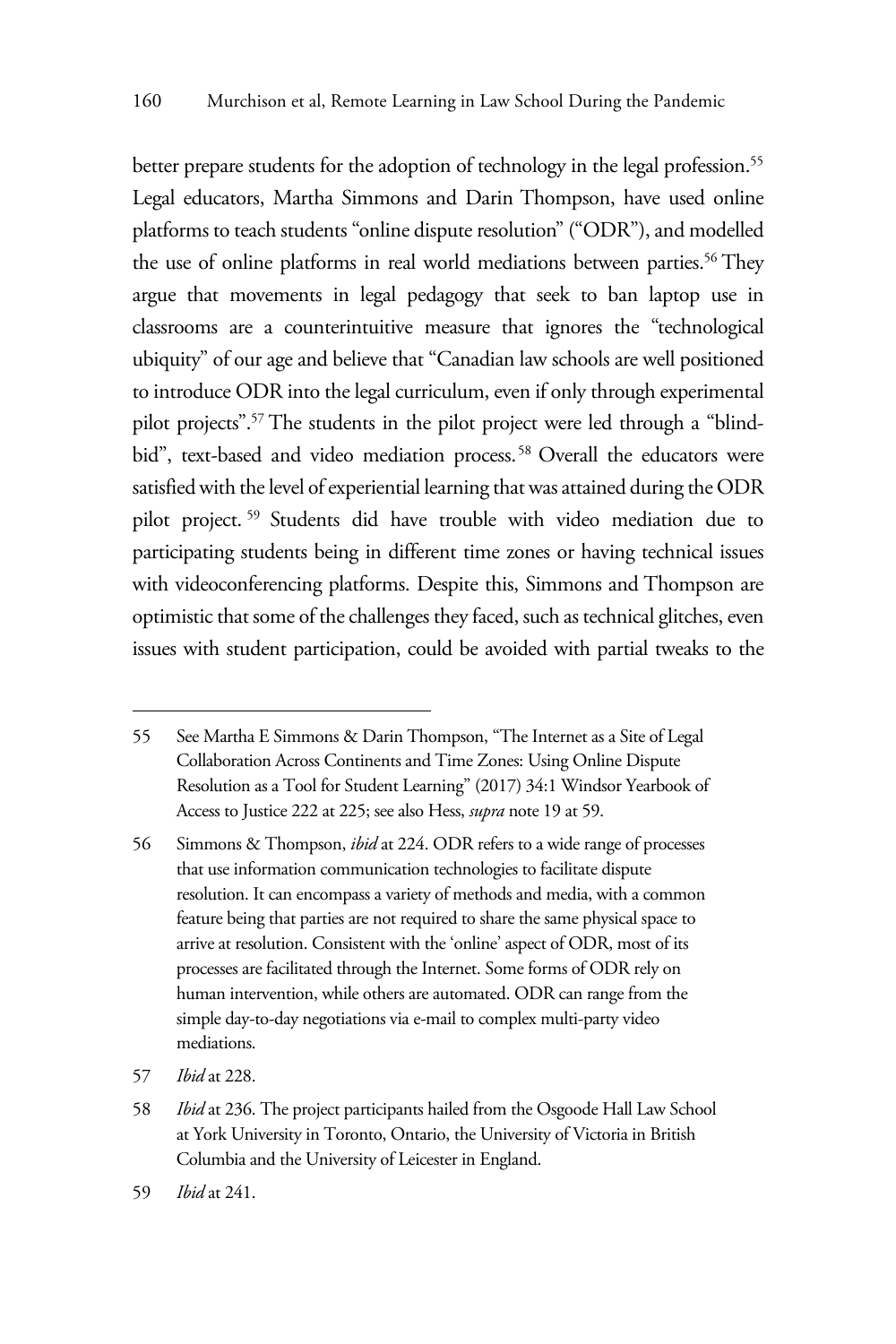better prepare students for the adoption of technology in the legal profession.[55] Legal educators, Martha Simmons and Darin Thompson, have used online platforms to teach students "online dispute resolution" ("ODR"), and modelled the use of online platforms in real world mediations between parties.[56] They argue that movements in legal pedagogy that seek to ban laptop use in classrooms are a counterintuitive measure that ignores the "technological ubiquity" of our age and believe that "Canadian law schools are well positioned to introduce ODR into the legal curriculum, even if only through experimental pilot projects".[57] The students in the pilot project were led through a "blind-bid", text-based and video mediation process.[58] Overall the educators were satisfied with the level of experiential learning that was attained during the ODR pilot project.[59] Students did have trouble with video mediation due to participating students being in different time zones or having technical issues with videoconferencing platforms. Despite this, Simmons and Thompson are optimistic that some of the challenges they faced, such as technical glitches, even issues with student participation, could be avoided with partial tweaks to the

---

55 See Martha E Simmons & Darin Thompson, "The Internet as a Site of Legal Collaboration Across Continents and Time Zones: Using Online Dispute Resolution as a Tool for Student Learning" (2017) 34:1 Windsor Yearbook of Access to Justice 222 at 225; see also Hess, *supra* note 19 at 59.

56 Simmons & Thompson, *ibid* at 224. ODR refers to a wide range of processes that use information communication technologies to facilitate dispute resolution. It can encompass a variety of methods and media, with a common feature being that parties are not required to share the same physical space to arrive at resolution. Consistent with the 'online' aspect of ODR, most of its processes are facilitated through the Internet. Some forms of ODR rely on human intervention, while others are automated. ODR can range from the simple day-to-day negotiations via e-mail to complex multi-party video mediations.

57 *Ibid* at 228.

58 *Ibid* at 236. The project participants hailed from the Osgoode Hall Law School at York University in Toronto, Ontario, the University of Victoria in British Columbia and the University of Leicester in England.

59 *Ibid* at 241.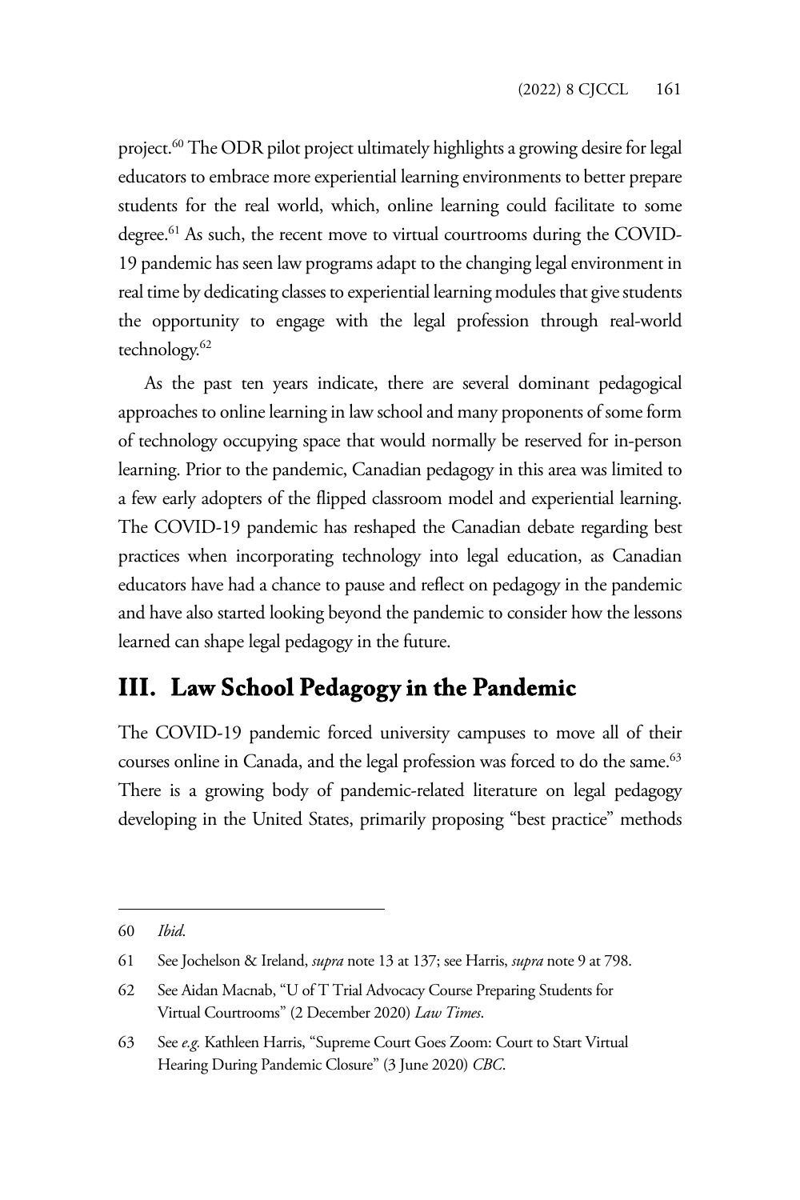project.[60] The ODR pilot project ultimately highlights a growing desire for legal educators to embrace more experiential learning environments to better prepare students for the real world, which, online learning could facilitate to some degree.[61] As such, the recent move to virtual courtrooms during the COVID-19 pandemic has seen law programs adapt to the changing legal environment in real time by dedicating classes to experiential learning modules that give students the opportunity to engage with the legal profession through real-world technology.[62]

As the past ten years indicate, there are several dominant pedagogical approaches to online learning in law school and many proponents of some form of technology occupying space that would normally be reserved for in-person learning. Prior to the pandemic, Canadian pedagogy in this area was limited to a few early adopters of the flipped classroom model and experiential learning. The COVID-19 pandemic has reshaped the Canadian debate regarding best practices when incorporating technology into legal education, as Canadian educators have had a chance to pause and reflect on pedagogy in the pandemic and have also started looking beyond the pandemic to consider how the lessons learned can shape legal pedagogy in the future.

## III. Law School Pedagogy in the Pandemic

The COVID-19 pandemic forced university campuses to move all of their courses online in Canada, and the legal profession was forced to do the same.[63] There is a growing body of pandemic-related literature on legal pedagogy developing in the United States, primarily proposing "best practice" methods

---

60 *Ibid.*

61 See Jochelson & Ireland, *supra* note 13 at 137; see Harris, *supra* note 9 at 798.

62 See Aidan Macnab, "U of T Trial Advocacy Course Preparing Students for Virtual Courtrooms" (2 December 2020) *Law Times*.

63 See *e.g.* Kathleen Harris, "Supreme Court Goes Zoom: Court to Start Virtual Hearing During Pandemic Closure" (3 June 2020) *CBC*.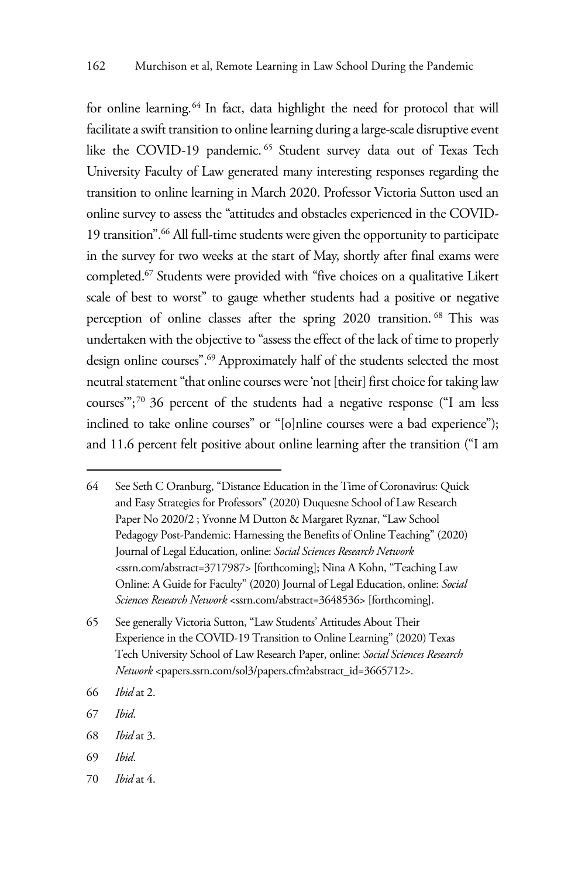for online learning.[64] In fact, data highlight the need for protocol that will facilitate a swift transition to online learning during a large-scale disruptive event like the COVID-19 pandemic.[65] Student survey data out of Texas Tech University Faculty of Law generated many interesting responses regarding the transition to online learning in March 2020. Professor Victoria Sutton used an online survey to assess the "attitudes and obstacles experienced in the COVID-19 transition".[66] All full-time students were given the opportunity to participate in the survey for two weeks at the start of May, shortly after final exams were completed.[67] Students were provided with "five choices on a qualitative Likert scale of best to worst" to gauge whether students had a positive or negative perception of online classes after the spring 2020 transition.[68] This was undertaken with the objective to "assess the effect of the lack of time to properly design online courses".[69] Approximately half of the students selected the most neutral statement "that online courses were 'not [their] first choice for taking law courses'";[70] 36 percent of the students had a negative response ("I am less inclined to take online courses" or "[o]nline courses were a bad experience"); and 11.6 percent felt positive about online learning after the transition ("I am

---

64 See Seth C Oranburg, "Distance Education in the Time of Coronavirus: Quick and Easy Strategies for Professors" (2020) Duquesne School of Law Research Paper No 2020/2 ; Yvonne M Dutton & Margaret Ryznar, "Law School Pedagogy Post-Pandemic: Harnessing the Benefits of Online Teaching" (2020) Journal of Legal Education, online: *Social Sciences Research Network* <ssrn.com/abstract=3717987> [forthcoming]; Nina A Kohn, "Teaching Law Online: A Guide for Faculty" (2020) Journal of Legal Education, online: *Social Sciences Research Network* <ssrn.com/abstract=3648536> [forthcoming].

65 See generally Victoria Sutton, "Law Students' Attitudes About Their Experience in the COVID-19 Transition to Online Learning" (2020) Texas Tech University School of Law Research Paper, online: *Social Sciences Research Network* <papers.ssrn.com/sol3/papers.cfm?abstract_id=3665712>.

66 *Ibid* at 2.

67 *Ibid*.

68 *Ibid* at 3.

69 *Ibid*.

70 *Ibid* at 4.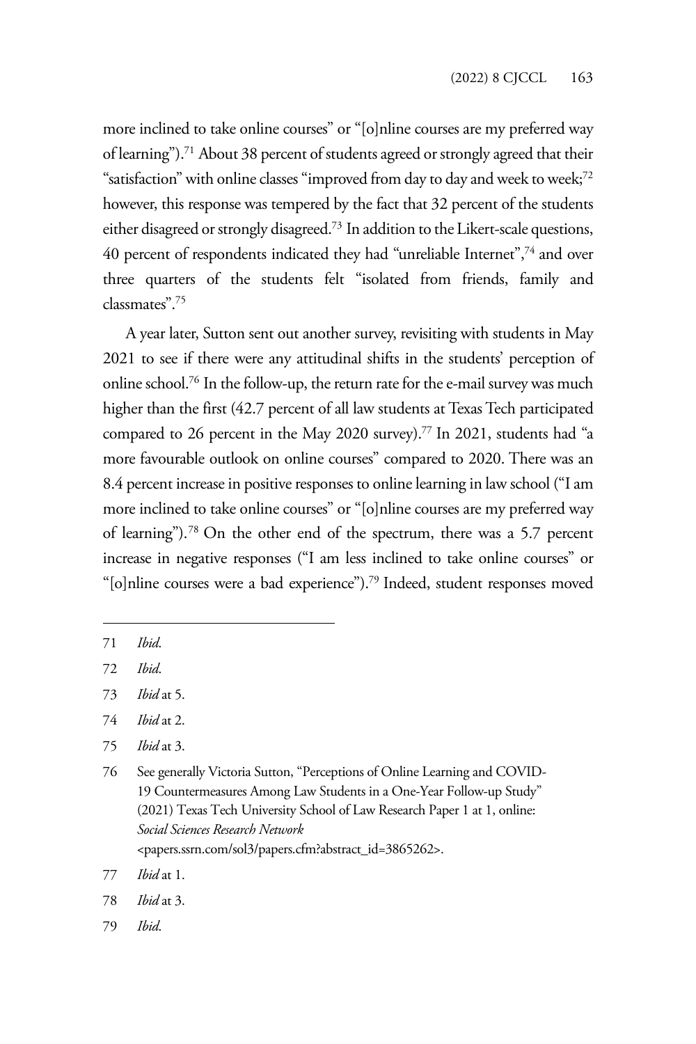more inclined to take online courses" or "[o]nline courses are my preferred way of learning").[71] About 38 percent of students agreed or strongly agreed that their "satisfaction" with online classes "improved from day to day and week to week;[72] however, this response was tempered by the fact that 32 percent of the students either disagreed or strongly disagreed.[73] In addition to the Likert-scale questions, 40 percent of respondents indicated they had "unreliable Internet",[74] and over three quarters of the students felt "isolated from friends, family and classmates".[75]

A year later, Sutton sent out another survey, revisiting with students in May 2021 to see if there were any attitudinal shifts in the students' perception of online school.[76] In the follow-up, the return rate for the e-mail survey was much higher than the first (42.7 percent of all law students at Texas Tech participated compared to 26 percent in the May 2020 survey).[77] In 2021, students had "a more favourable outlook on online courses" compared to 2020. There was an 8.4 percent increase in positive responses to online learning in law school ("I am more inclined to take online courses" or "[o]nline courses are my preferred way of learning").[78] On the other end of the spectrum, there was a 5.7 percent increase in negative responses ("I am less inclined to take online courses" or "[o]nline courses were a bad experience").[79] Indeed, student responses moved

---

71 *Ibid.*

72 *Ibid.*

73 *Ibid* at 5.

74 *Ibid* at 2.

75 *Ibid* at 3.

76 See generally Victoria Sutton, "Perceptions of Online Learning and COVID-19 Countermeasures Among Law Students in a One-Year Follow-up Study" (2021) Texas Tech University School of Law Research Paper 1 at 1, online: *Social Sciences Research Network* <papers.ssrn.com/sol3/papers.cfm?abstract_id=3865262>.

77 *Ibid* at 1.

78 *Ibid* at 3.

79 *Ibid.*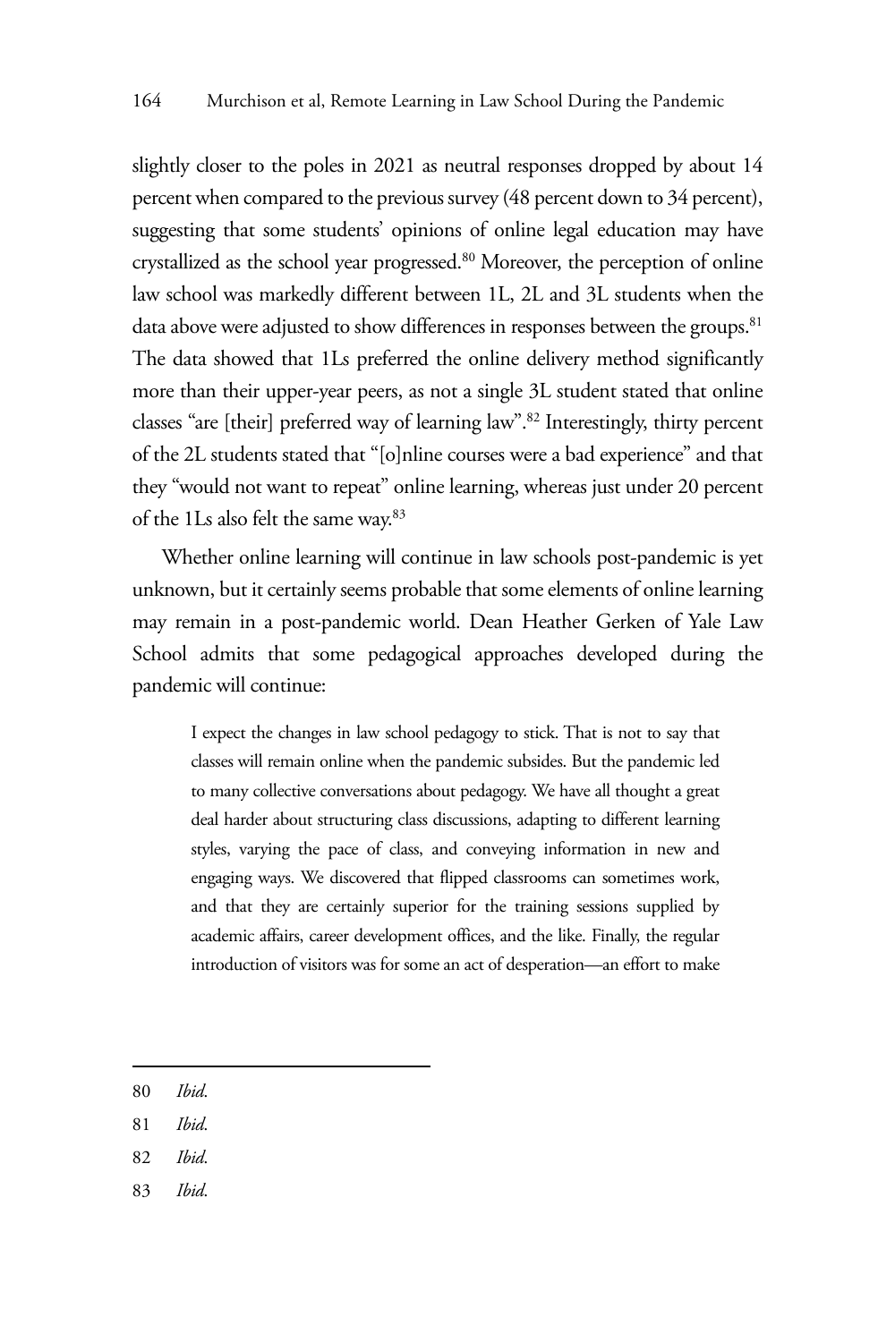slightly closer to the poles in 2021 as neutral responses dropped by about 14 percent when compared to the previous survey (48 percent down to 34 percent), suggesting that some students' opinions of online legal education may have crystallized as the school year progressed.[80] Moreover, the perception of online law school was markedly different between 1L, 2L and 3L students when the data above were adjusted to show differences in responses between the groups.[81] The data showed that 1Ls preferred the online delivery method significantly more than their upper-year peers, as not a single 3L student stated that online classes "are [their] preferred way of learning law".[82] Interestingly, thirty percent of the 2L students stated that "[o]nline courses were a bad experience" and that they "would not want to repeat" online learning, whereas just under 20 percent of the 1Ls also felt the same way.[83]

Whether online learning will continue in law schools post-pandemic is yet unknown, but it certainly seems probable that some elements of online learning may remain in a post-pandemic world. Dean Heather Gerken of Yale Law School admits that some pedagogical approaches developed during the pandemic will continue:

> I expect the changes in law school pedagogy to stick. That is not to say that classes will remain online when the pandemic subsides. But the pandemic led to many collective conversations about pedagogy. We have all thought a great deal harder about structuring class discussions, adapting to different learning styles, varying the pace of class, and conveying information in new and engaging ways. We discovered that flipped classrooms can sometimes work, and that they are certainly superior for the training sessions supplied by academic affairs, career development offices, and the like. Finally, the regular introduction of visitors was for some an act of desperation—an effort to make

80 *Ibid.*

81 *Ibid.*

82 *Ibid.*

83 *Ibid.*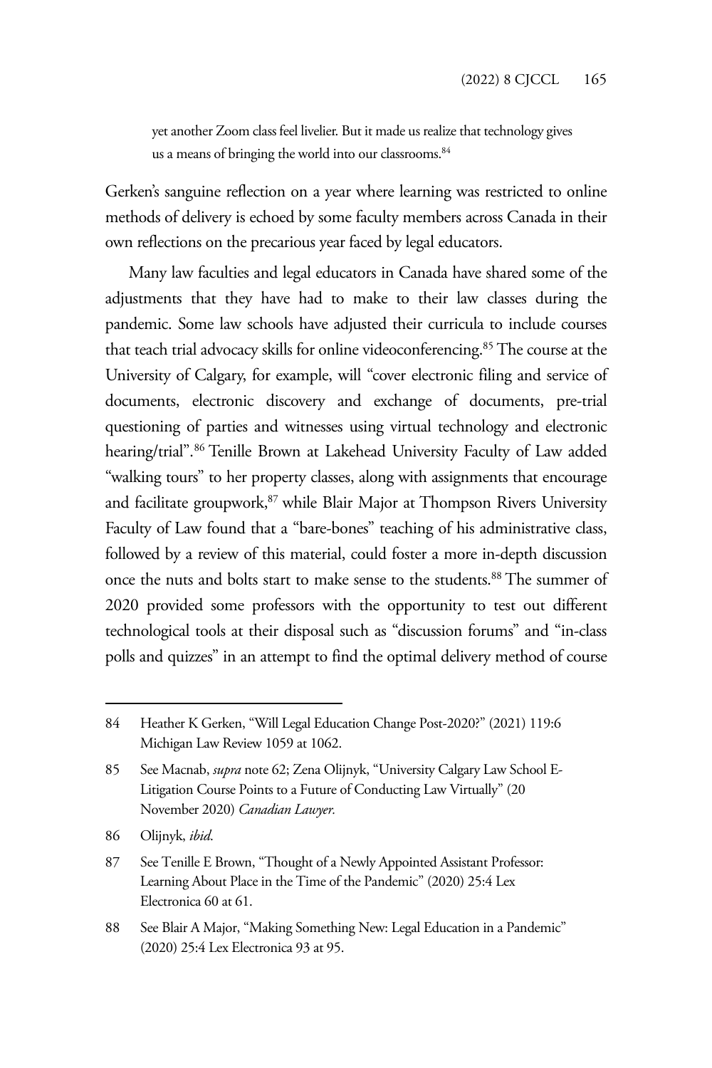> yet another Zoom class feel livelier. But it made us realize that technology gives us a means of bringing the world into our classrooms.[84]

Gerken's sanguine reflection on a year where learning was restricted to online methods of delivery is echoed by some faculty members across Canada in their own reflections on the precarious year faced by legal educators.

Many law faculties and legal educators in Canada have shared some of the adjustments that they have had to make to their law classes during the pandemic. Some law schools have adjusted their curricula to include courses that teach trial advocacy skills for online videoconferencing.[85] The course at the University of Calgary, for example, will "cover electronic filing and service of documents, electronic discovery and exchange of documents, pre-trial questioning of parties and witnesses using virtual technology and electronic hearing/trial".[86] Tenille Brown at Lakehead University Faculty of Law added "walking tours" to her property classes, along with assignments that encourage and facilitate groupwork,[87] while Blair Major at Thompson Rivers University Faculty of Law found that a "bare-bones" teaching of his administrative class, followed by a review of this material, could foster a more in-depth discussion once the nuts and bolts start to make sense to the students.[88] The summer of 2020 provided some professors with the opportunity to test out different technological tools at their disposal such as "discussion forums" and "in-class polls and quizzes" in an attempt to find the optimal delivery method of course

---

84 Heather K Gerken, "Will Legal Education Change Post-2020?" (2021) 119:6 Michigan Law Review 1059 at 1062.

85 See Macnab, *supra* note 62; Zena Olijnyk, "University Calgary Law School E-Litigation Course Points to a Future of Conducting Law Virtually" (20 November 2020) *Canadian Lawyer*.

86 Olijnyk, *ibid*.

87 See Tenille E Brown, "Thought of a Newly Appointed Assistant Professor: Learning About Place in the Time of the Pandemic" (2020) 25:4 Lex Electronica 60 at 61.

88 See Blair A Major, "Making Something New: Legal Education in a Pandemic" (2020) 25:4 Lex Electronica 93 at 95.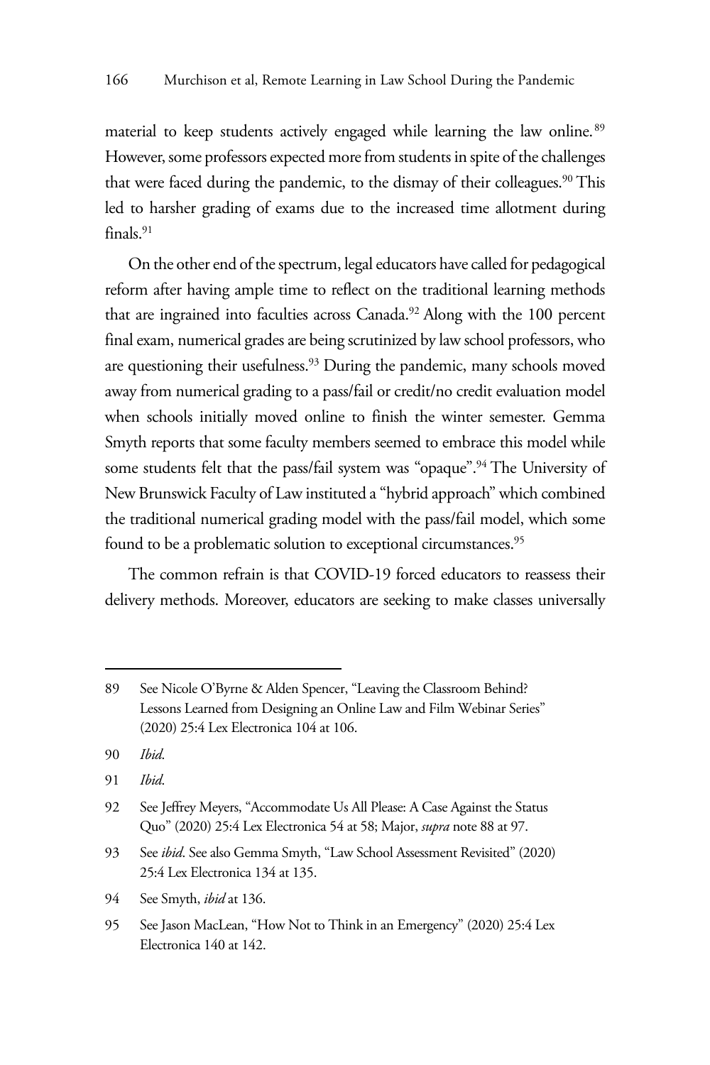material to keep students actively engaged while learning the law online.[89] However, some professors expected more from students in spite of the challenges that were faced during the pandemic, to the dismay of their colleagues.[90] This led to harsher grading of exams due to the increased time allotment during finals.[91]

On the other end of the spectrum, legal educators have called for pedagogical reform after having ample time to reflect on the traditional learning methods that are ingrained into faculties across Canada.[92] Along with the 100 percent final exam, numerical grades are being scrutinized by law school professors, who are questioning their usefulness.[93] During the pandemic, many schools moved away from numerical grading to a pass/fail or credit/no credit evaluation model when schools initially moved online to finish the winter semester. Gemma Smyth reports that some faculty members seemed to embrace this model while some students felt that the pass/fail system was "opaque".[94] The University of New Brunswick Faculty of Law instituted a "hybrid approach" which combined the traditional numerical grading model with the pass/fail model, which some found to be a problematic solution to exceptional circumstances.[95]

The common refrain is that COVID-19 forced educators to reassess their delivery methods. Moreover, educators are seeking to make classes universally

---

89 See Nicole O'Byrne & Alden Spencer, "Leaving the Classroom Behind? Lessons Learned from Designing an Online Law and Film Webinar Series" (2020) 25:4 Lex Electronica 104 at 106.

90 *Ibid*.

91 *Ibid*.

92 See Jeffrey Meyers, "Accommodate Us All Please: A Case Against the Status Quo" (2020) 25:4 Lex Electronica 54 at 58; Major, *supra* note 88 at 97.

93 See *ibid*. See also Gemma Smyth, "Law School Assessment Revisited" (2020) 25:4 Lex Electronica 134 at 135.

94 See Smyth, *ibid* at 136.

95 See Jason MacLean, "How Not to Think in an Emergency" (2020) 25:4 Lex Electronica 140 at 142.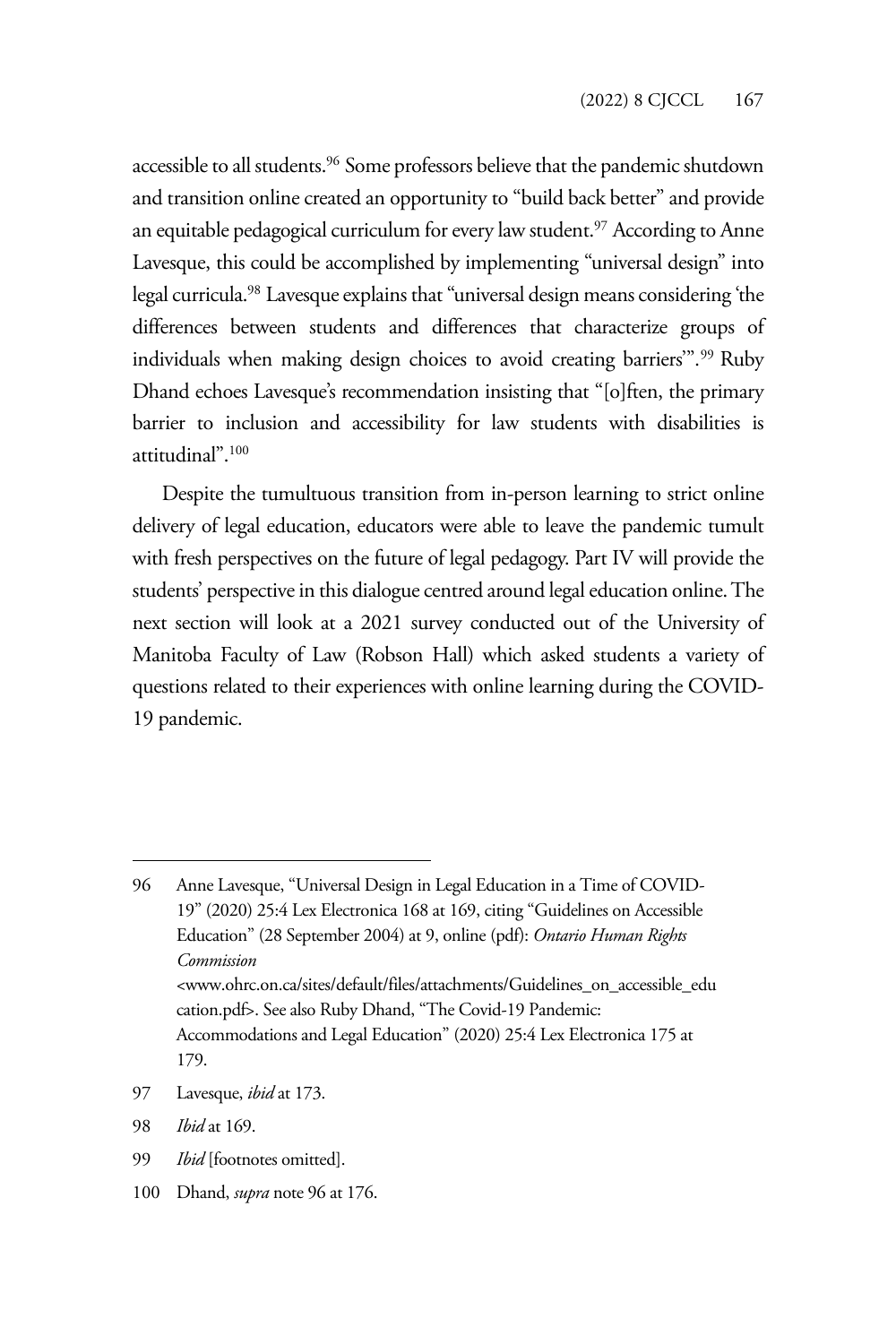accessible to all students.[96] Some professors believe that the pandemic shutdown and transition online created an opportunity to "build back better" and provide an equitable pedagogical curriculum for every law student.[97] According to Anne Lavesque, this could be accomplished by implementing "universal design" into legal curricula.[98] Lavesque explains that "universal design means considering 'the differences between students and differences that characterize groups of individuals when making design choices to avoid creating barriers'".[99] Ruby Dhand echoes Lavesque's recommendation insisting that "[o]ften, the primary barrier to inclusion and accessibility for law students with disabilities is attitudinal".[100]

Despite the tumultuous transition from in-person learning to strict online delivery of legal education, educators were able to leave the pandemic tumult with fresh perspectives on the future of legal pedagogy. Part IV will provide the students' perspective in this dialogue centred around legal education online. The next section will look at a 2021 survey conducted out of the University of Manitoba Faculty of Law (Robson Hall) which asked students a variety of questions related to their experiences with online learning during the COVID-19 pandemic.

---

96 Anne Lavesque, "Universal Design in Legal Education in a Time of COVID-19" (2020) 25:4 Lex Electronica 168 at 169, citing "Guidelines on Accessible Education" (28 September 2004) at 9, online (pdf): *Ontario Human Rights Commission* <www.ohrc.on.ca/sites/default/files/attachments/Guidelines_on_accessible_education.pdf>. See also Ruby Dhand, "The Covid-19 Pandemic: Accommodations and Legal Education" (2020) 25:4 Lex Electronica 175 at 179.

97 Lavesque, *ibid* at 173.

98 *Ibid* at 169.

99 *Ibid* [footnotes omitted].

100 Dhand, *supra* note 96 at 176.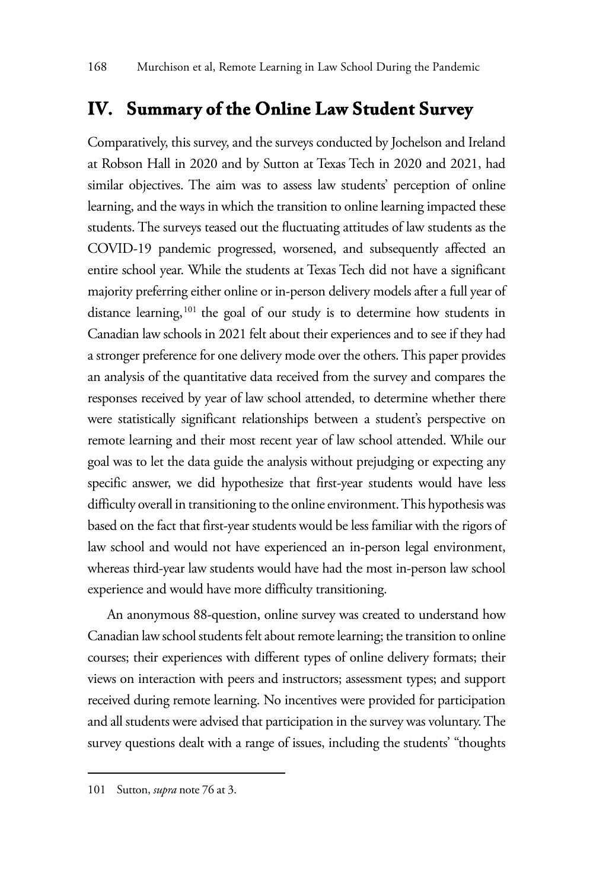## IV. Summary of the Online Law Student Survey

Comparatively, this survey, and the surveys conducted by Jochelson and Ireland at Robson Hall in 2020 and by Sutton at Texas Tech in 2020 and 2021, had similar objectives. The aim was to assess law students' perception of online learning, and the ways in which the transition to online learning impacted these students. The surveys teased out the fluctuating attitudes of law students as the COVID-19 pandemic progressed, worsened, and subsequently affected an entire school year. While the students at Texas Tech did not have a significant majority preferring either online or in-person delivery models after a full year of distance learning,[101] the goal of our study is to determine how students in Canadian law schools in 2021 felt about their experiences and to see if they had a stronger preference for one delivery mode over the others. This paper provides an analysis of the quantitative data received from the survey and compares the responses received by year of law school attended, to determine whether there were statistically significant relationships between a student's perspective on remote learning and their most recent year of law school attended. While our goal was to let the data guide the analysis without prejudging or expecting any specific answer, we did hypothesize that first-year students would have less difficulty overall in transitioning to the online environment. This hypothesis was based on the fact that first-year students would be less familiar with the rigors of law school and would not have experienced an in-person legal environment, whereas third-year law students would have had the most in-person law school experience and would have more difficulty transitioning.

An anonymous 88-question, online survey was created to understand how Canadian law school students felt about remote learning; the transition to online courses; their experiences with different types of online delivery formats; their views on interaction with peers and instructors; assessment types; and support received during remote learning. No incentives were provided for participation and all students were advised that participation in the survey was voluntary. The survey questions dealt with a range of issues, including the students' "thoughts

---

101 Sutton, *supra* note 76 at 3.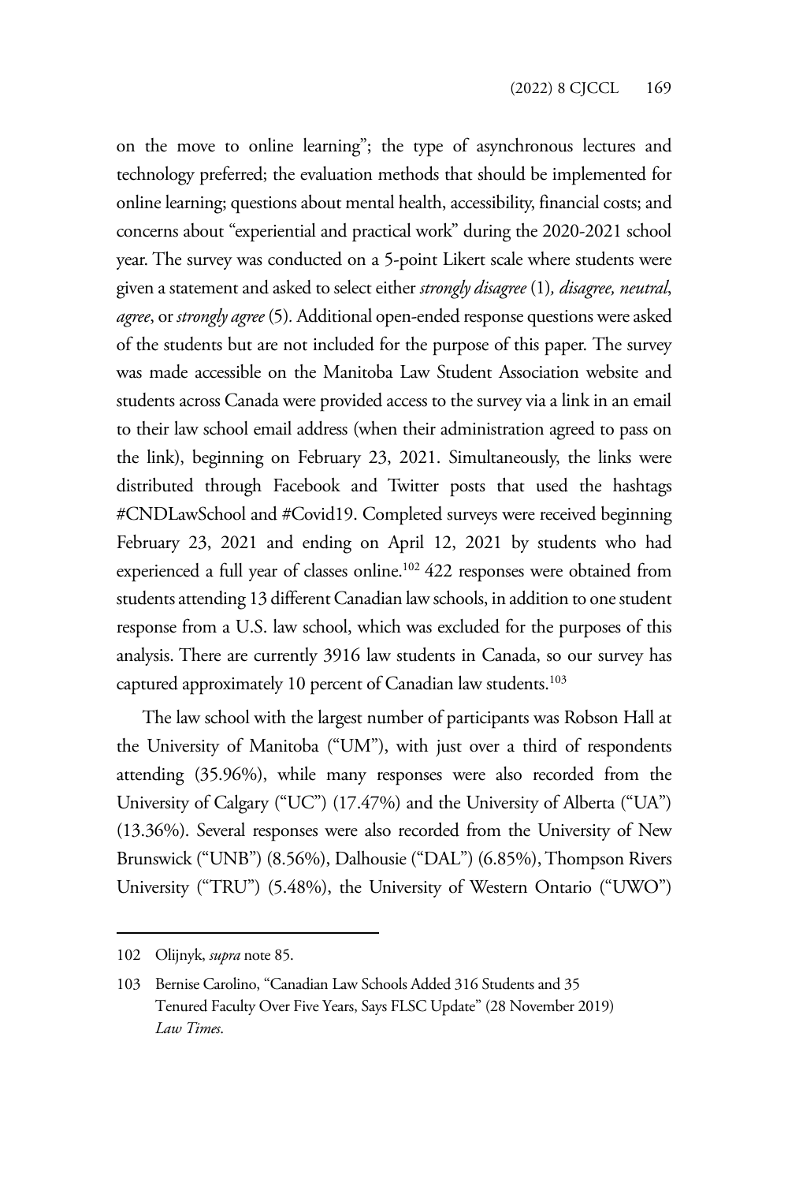on the move to online learning"; the type of asynchronous lectures and technology preferred; the evaluation methods that should be implemented for online learning; questions about mental health, accessibility, financial costs; and concerns about "experiential and practical work" during the 2020-2021 school year. The survey was conducted on a 5-point Likert scale where students were given a statement and asked to select either *strongly disagree* (1)*, disagree, neutral*, *agree*, or *strongly agree* (5). Additional open-ended response questions were asked of the students but are not included for the purpose of this paper. The survey was made accessible on the Manitoba Law Student Association website and students across Canada were provided access to the survey via a link in an email to their law school email address (when their administration agreed to pass on the link), beginning on February 23, 2021. Simultaneously, the links were distributed through Facebook and Twitter posts that used the hashtags #CNDLawSchool and #Covid19. Completed surveys were received beginning February 23, 2021 and ending on April 12, 2021 by students who had experienced a full year of classes online.[102] 422 responses were obtained from students attending 13 different Canadian law schools, in addition to one student response from a U.S. law school, which was excluded for the purposes of this analysis. There are currently 3916 law students in Canada, so our survey has captured approximately 10 percent of Canadian law students.[103]

The law school with the largest number of participants was Robson Hall at the University of Manitoba ("UM"), with just over a third of respondents attending (35.96%), while many responses were also recorded from the University of Calgary ("UC") (17.47%) and the University of Alberta ("UA") (13.36%). Several responses were also recorded from the University of New Brunswick ("UNB") (8.56%), Dalhousie ("DAL") (6.85%), Thompson Rivers University ("TRU") (5.48%), the University of Western Ontario ("UWO")

102 Olijnyk, *supra* note 85.

103 Bernise Carolino, "Canadian Law Schools Added 316 Students and 35 Tenured Faculty Over Five Years, Says FLSC Update" (28 November 2019) *Law Times*.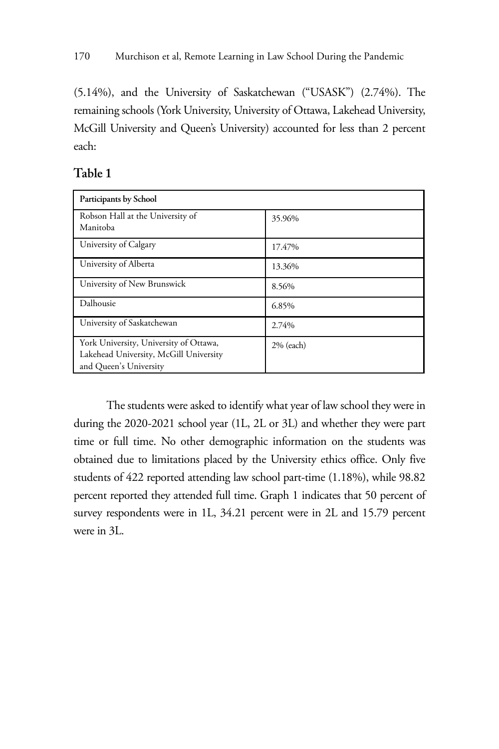(5.14%), and the University of Saskatchewan ("USASK") (2.74%). The remaining schools (York University, University of Ottawa, Lakehead University, McGill University and Queen's University) accounted for less than 2 percent each:

**Table 1**

| Participants by School | |
|---|---|
| Robson Hall at the University of Manitoba | 35.96% |
| University of Calgary | 17.47% |
| University of Alberta | 13.36% |
| University of New Brunswick | 8.56% |
| Dalhousie | 6.85% |
| University of Saskatchewan | 2.74% |
| York University, University of Ottawa, Lakehead University, McGill University and Queen's University | 2% (each) |

The students were asked to identify what year of law school they were in during the 2020-2021 school year (1L, 2L or 3L) and whether they were part time or full time. No other demographic information on the students was obtained due to limitations placed by the University ethics office. Only five students of 422 reported attending law school part-time (1.18%), while 98.82 percent reported they attended full time. Graph 1 indicates that 50 percent of survey respondents were in 1L, 34.21 percent were in 2L and 15.79 percent were in 3L.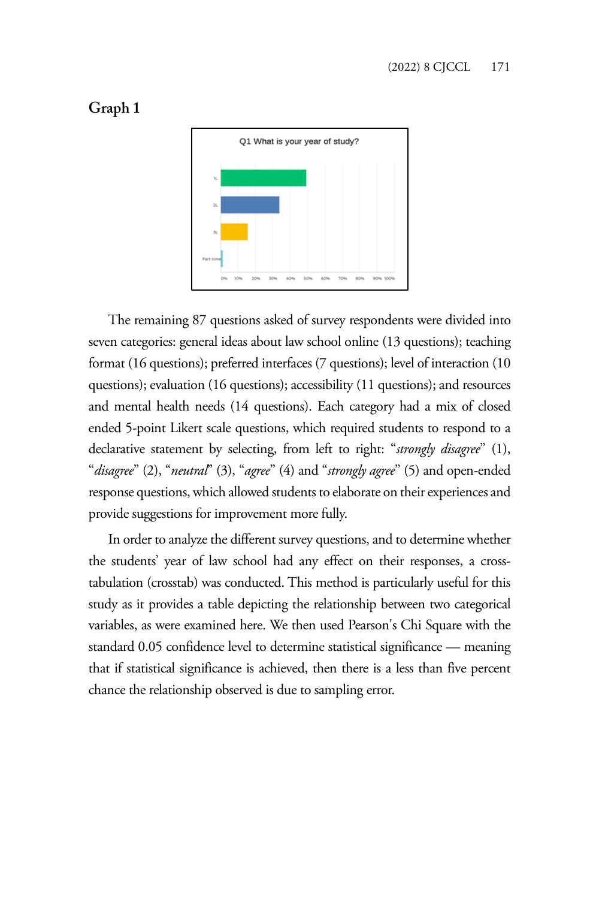**Graph 1**

The remaining 87 questions asked of survey respondents were divided into seven categories: general ideas about law school online (13 questions); teaching format (16 questions); preferred interfaces (7 questions); level of interaction (10 questions); evaluation (16 questions); accessibility (11 questions); and resources and mental health needs (14 questions). Each category had a mix of closed ended 5-point Likert scale questions, which required students to respond to a declarative statement by selecting, from left to right: "*strongly disagree*" (1), "*disagree*" (2), "*neutral*" (3), "*agree*" (4) and "*strongly agree*" (5) and open-ended response questions, which allowed students to elaborate on their experiences and provide suggestions for improvement more fully.

In order to analyze the different survey questions, and to determine whether the students' year of law school had any effect on their responses, a cross-tabulation (crosstab) was conducted. This method is particularly useful for this study as it provides a table depicting the relationship between two categorical variables, as were examined here. We then used Pearson's Chi Square with the standard 0.05 confidence level to determine statistical significance — meaning that if statistical significance is achieved, then there is a less than five percent chance the relationship observed is due to sampling error.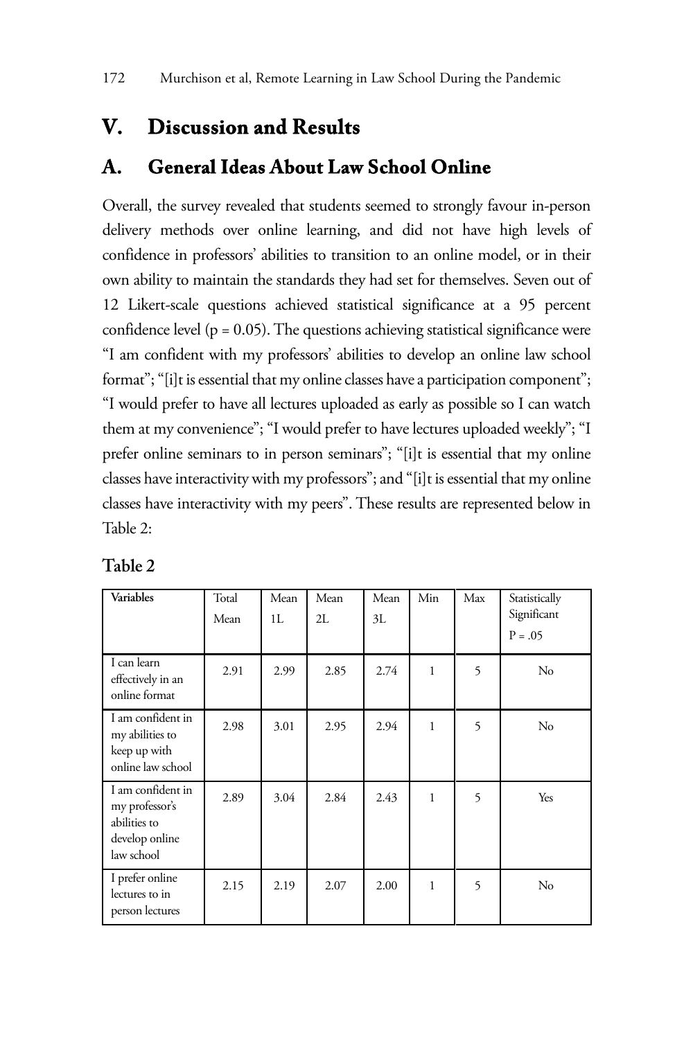## V. Discussion and Results

### A. General Ideas About Law School Online

Overall, the survey revealed that students seemed to strongly favour in-person delivery methods over online learning, and did not have high levels of confidence in professors' abilities to transition to an online model, or in their own ability to maintain the standards they had set for themselves. Seven out of 12 Likert-scale questions achieved statistical significance at a 95 percent confidence level ($p = 0.05$). The questions achieving statistical significance were "I am confident with my professors' abilities to develop an online law school format"; "[i]t is essential that my online classes have a participation component"; "I would prefer to have all lectures uploaded as early as possible so I can watch them at my convenience"; "I would prefer to have lectures uploaded weekly"; "I prefer online seminars to in person seminars"; "[i]t is essential that my online classes have interactivity with my professors"; and "[i]t is essential that my online classes have interactivity with my peers". These results are represented below in Table 2:

**Table 2**

| Variables | Total Mean | Mean 1L | Mean 2L | Mean 3L | Min | Max | Statistically Significant P = .05 |
|---|---|---|---|---|---|---|---|
| I can learn effectively in an online format | 2.91 | 2.99 | 2.85 | 2.74 | 1 | 5 | No |
| I am confident in my abilities to keep up with online law school | 2.98 | 3.01 | 2.95 | 2.94 | 1 | 5 | No |
| I am confident in my professor's abilities to develop online law school | 2.89 | 3.04 | 2.84 | 2.43 | 1 | 5 | Yes |
| I prefer online lectures to in person lectures | 2.15 | 2.19 | 2.07 | 2.00 | 1 | 5 | No |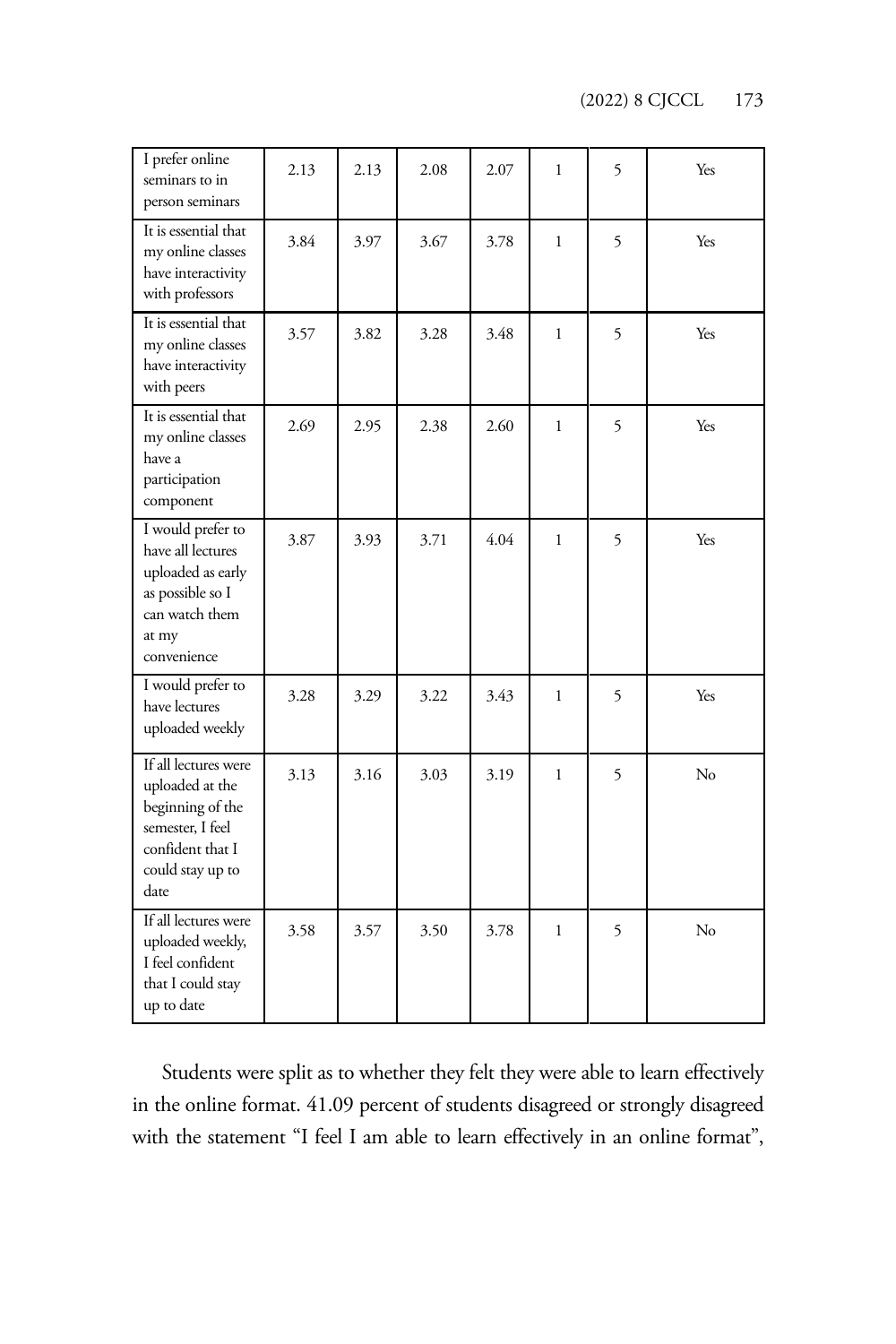| | | | | | | | |
|---|---|---|---|---|---|---|---|
| I prefer online seminars to in person seminars | 2.13 | 2.13 | 2.08 | 2.07 | 1 | 5 | Yes |
| It is essential that my online classes have interactivity with professors | 3.84 | 3.97 | 3.67 | 3.78 | 1 | 5 | Yes |
| It is essential that my online classes have interactivity with peers | 3.57 | 3.82 | 3.28 | 3.48 | 1 | 5 | Yes |
| It is essential that my online classes have a participation component | 2.69 | 2.95 | 2.38 | 2.60 | 1 | 5 | Yes |
| I would prefer to have all lectures uploaded as early as possible so I can watch them at my convenience | 3.87 | 3.93 | 3.71 | 4.04 | 1 | 5 | Yes |
| I would prefer to have lectures uploaded weekly | 3.28 | 3.29 | 3.22 | 3.43 | 1 | 5 | Yes |
| If all lectures were uploaded at the beginning of the semester, I feel confident that I could stay up to date | 3.13 | 3.16 | 3.03 | 3.19 | 1 | 5 | No |
| If all lectures were uploaded weekly, I feel confident that I could stay up to date | 3.58 | 3.57 | 3.50 | 3.78 | 1 | 5 | No |

Students were split as to whether they felt they were able to learn effectively in the online format. 41.09 percent of students disagreed or strongly disagreed with the statement "I feel I am able to learn effectively in an online format",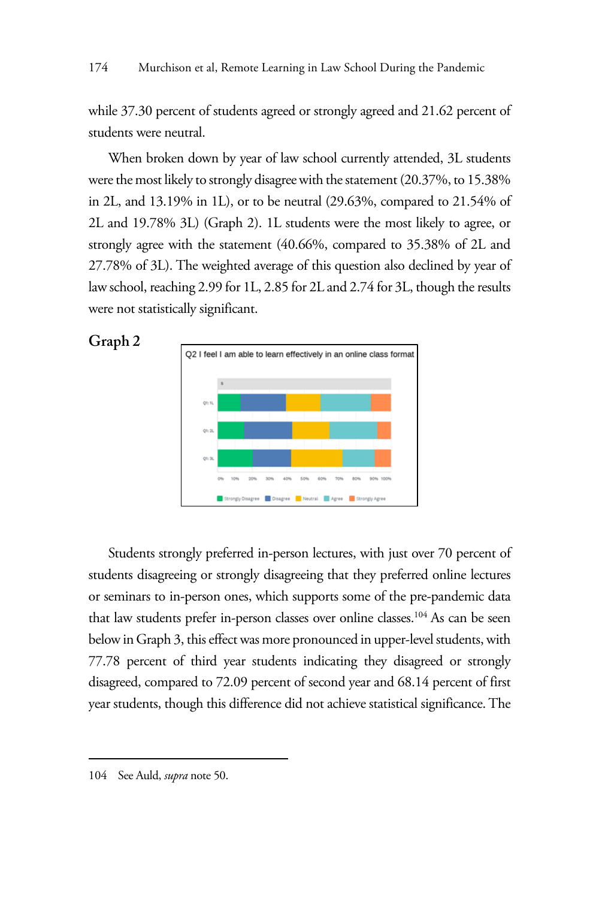while 37.30 percent of students agreed or strongly agreed and 21.62 percent of students were neutral.

When broken down by year of law school currently attended, 3L students were the most likely to strongly disagree with the statement (20.37%, to 15.38% in 2L, and 13.19% in 1L), or to be neutral (29.63%, compared to 21.54% of 2L and 19.78% 3L) (Graph 2). 1L students were the most likely to agree, or strongly agree with the statement (40.66%, compared to 35.38% of 2L and 27.78% of 3L). The weighted average of this question also declined by year of law school, reaching 2.99 for 1L, 2.85 for 2L and 2.74 for 3L, though the results were not statistically significant.

**Graph 2**

Students strongly preferred in-person lectures, with just over 70 percent of students disagreeing or strongly disagreeing that they preferred online lectures or seminars to in-person ones, which supports some of the pre-pandemic data that law students prefer in-person classes over online classes.[104] As can be seen below in Graph 3, this effect was more pronounced in upper-level students, with 77.78 percent of third year students indicating they disagreed or strongly disagreed, compared to 72.09 percent of second year and 68.14 percent of first year students, though this difference did not achieve statistical significance. The

104 See Auld, *supra* note 50.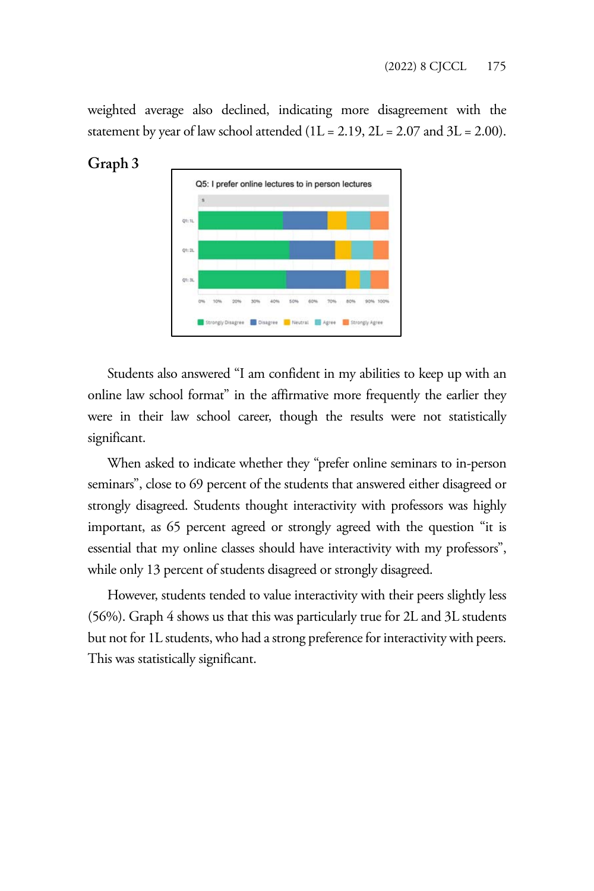weighted average also declined, indicating more disagreement with the statement by year of law school attended (1L = 2.19, 2L = 2.07 and 3L = 2.00).

**Graph 3**

Q5: I prefer online lectures to in person lectures

Students also answered "I am confident in my abilities to keep up with an online law school format" in the affirmative more frequently the earlier they were in their law school career, though the results were not statistically significant.

When asked to indicate whether they "prefer online seminars to in-person seminars", close to 69 percent of the students that answered either disagreed or strongly disagreed. Students thought interactivity with professors was highly important, as 65 percent agreed or strongly agreed with the question "it is essential that my online classes should have interactivity with my professors", while only 13 percent of students disagreed or strongly disagreed.

However, students tended to value interactivity with their peers slightly less (56%). Graph 4 shows us that this was particularly true for 2L and 3L students but not for 1L students, who had a strong preference for interactivity with peers. This was statistically significant.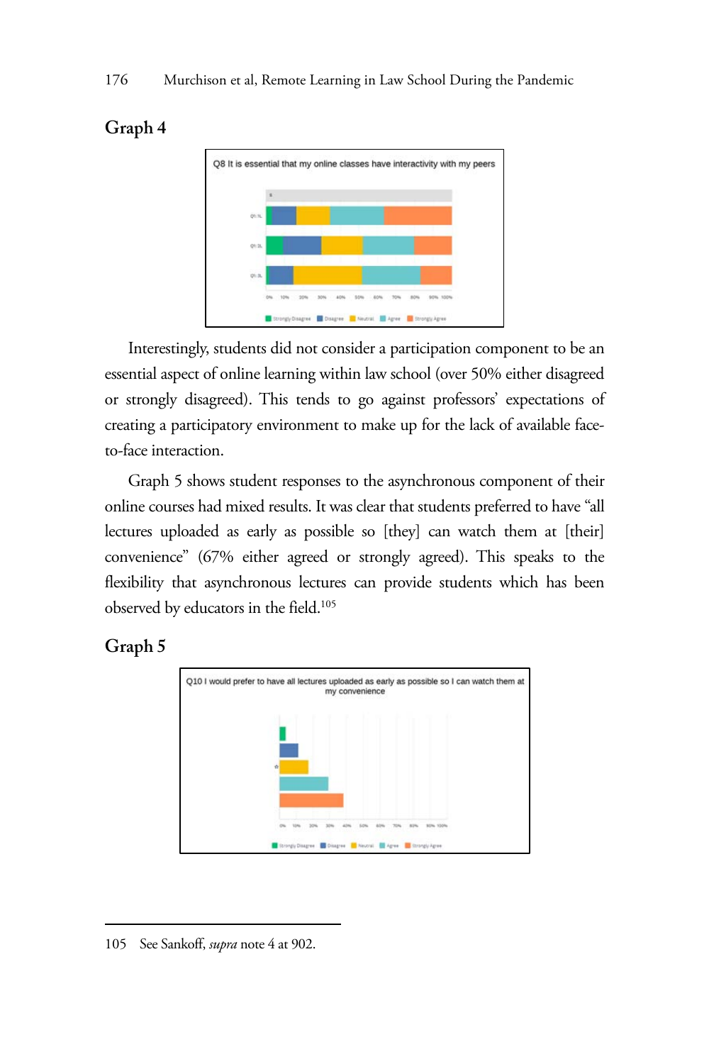## Graph 4

Q8 It is essential that my online classes have interactivity with my peers

Interestingly, students did not consider a participation component to be an essential aspect of online learning within law school (over 50% either disagreed or strongly disagreed). This tends to go against professors' expectations of creating a participatory environment to make up for the lack of available face-to-face interaction.

Graph 5 shows student responses to the asynchronous component of their online courses had mixed results. It was clear that students preferred to have "all lectures uploaded as early as possible so [they] can watch them at [their] convenience" (67% either agreed or strongly agreed). This speaks to the flexibility that asynchronous lectures can provide students which has been observed by educators in the field.[105]

## Graph 5

Q10 I would prefer to have all lectures uploaded as early as possible so I can watch them at my convenience

---

105 See Sankoff, *supra* note 4 at 902.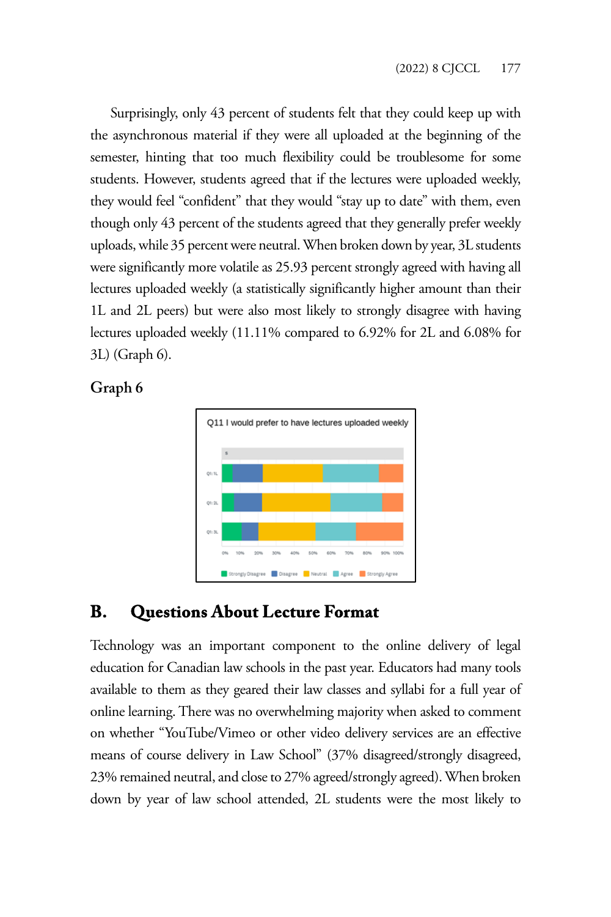Surprisingly, only 43 percent of students felt that they could keep up with the asynchronous material if they were all uploaded at the beginning of the semester, hinting that too much flexibility could be troublesome for some students. However, students agreed that if the lectures were uploaded weekly, they would feel "confident" that they would "stay up to date" with them, even though only 43 percent of the students agreed that they generally prefer weekly uploads, while 35 percent were neutral. When broken down by year, 3L students were significantly more volatile as 25.93 percent strongly agreed with having all lectures uploaded weekly (a statistically significantly higher amount than their 1L and 2L peers) but were also most likely to strongly disagree with having lectures uploaded weekly (11.11% compared to 6.92% for 2L and 6.08% for 3L) (Graph 6).

**Graph 6**

Q11 I would prefer to have lectures uploaded weekly

## B. Questions About Lecture Format

Technology was an important component to the online delivery of legal education for Canadian law schools in the past year. Educators had many tools available to them as they geared their law classes and syllabi for a full year of online learning. There was no overwhelming majority when asked to comment on whether "YouTube/Vimeo or other video delivery services are an effective means of course delivery in Law School" (37% disagreed/strongly disagreed, 23% remained neutral, and close to 27% agreed/strongly agreed). When broken down by year of law school attended, 2L students were the most likely to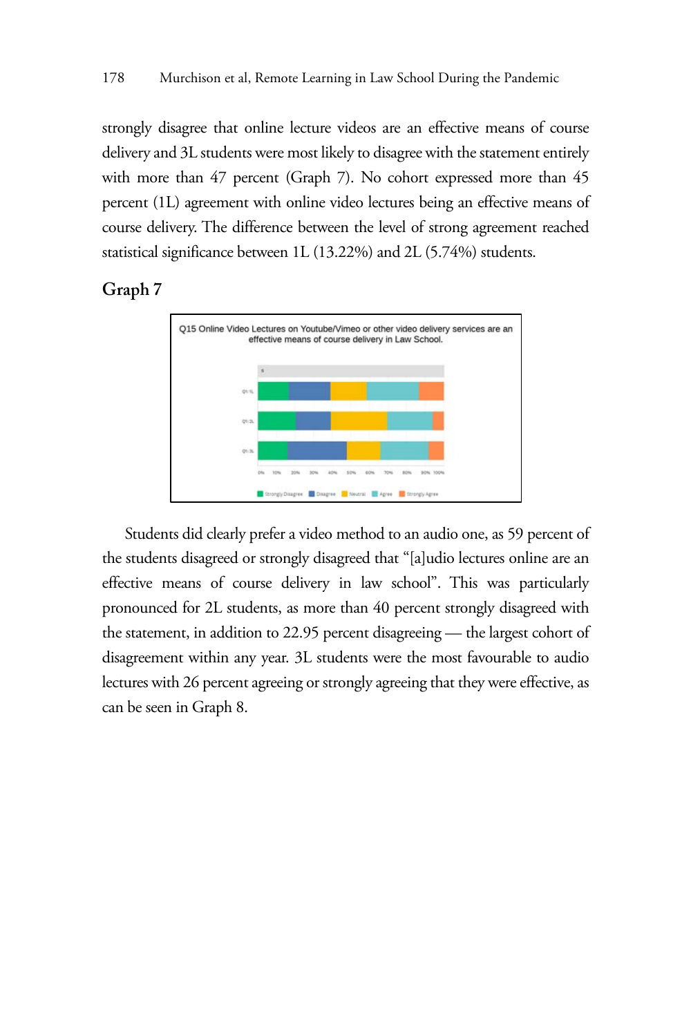strongly disagree that online lecture videos are an effective means of course delivery and 3L students were most likely to disagree with the statement entirely with more than 47 percent (Graph 7). No cohort expressed more than 45 percent (1L) agreement with online video lectures being an effective means of course delivery. The difference between the level of strong agreement reached statistical significance between 1L (13.22%) and 2L (5.74%) students.

## Graph 7

Q15 Online Video Lectures on Youtube/Vimeo or other video delivery services are an effective means of course delivery in Law School.

Students did clearly prefer a video method to an audio one, as 59 percent of the students disagreed or strongly disagreed that "[a]udio lectures online are an effective means of course delivery in law school". This was particularly pronounced for 2L students, as more than 40 percent strongly disagreed with the statement, in addition to 22.95 percent disagreeing — the largest cohort of disagreement within any year. 3L students were the most favourable to audio lectures with 26 percent agreeing or strongly agreeing that they were effective, as can be seen in Graph 8.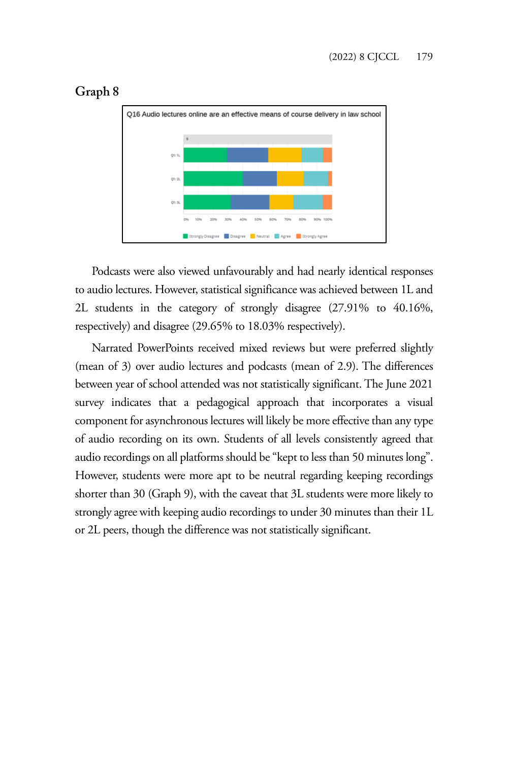## Graph 8

Q16 Audio lectures online are an effective means of course delivery in law school

Podcasts were also viewed unfavourably and had nearly identical responses to audio lectures. However, statistical significance was achieved between 1L and 2L students in the category of strongly disagree (27.91% to 40.16%, respectively) and disagree (29.65% to 18.03% respectively).

Narrated PowerPoints received mixed reviews but were preferred slightly (mean of 3) over audio lectures and podcasts (mean of 2.9). The differences between year of school attended was not statistically significant. The June 2021 survey indicates that a pedagogical approach that incorporates a visual component for asynchronous lectures will likely be more effective than any type of audio recording on its own. Students of all levels consistently agreed that audio recordings on all platforms should be "kept to less than 50 minutes long". However, students were more apt to be neutral regarding keeping recordings shorter than 30 (Graph 9), with the caveat that 3L students were more likely to strongly agree with keeping audio recordings to under 30 minutes than their 1L or 2L peers, though the difference was not statistically significant.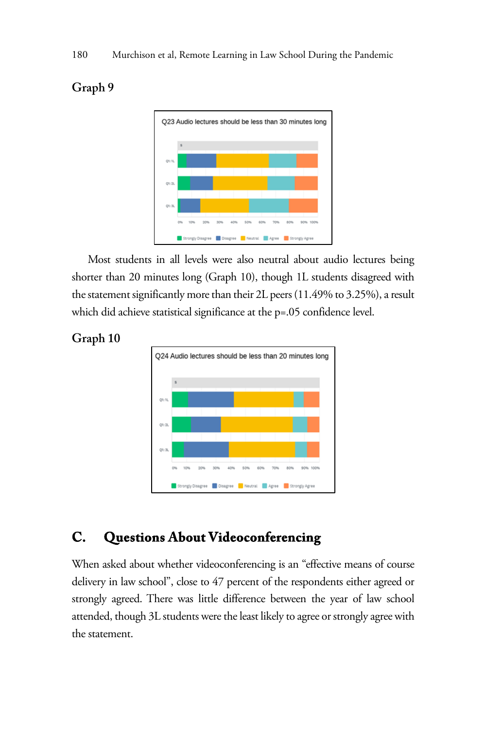### Graph 9

Q23 Audio lectures should be less than 30 minutes long

Most students in all levels were also neutral about audio lectures being shorter than 20 minutes long (Graph 10), though 1L students disagreed with the statement significantly more than their 2L peers (11.49% to 3.25%), a result which did achieve statistical significance at the p=.05 confidence level.

### Graph 10

Q24 Audio lectures should be less than 20 minutes long

## C. Questions About Videoconferencing

When asked about whether videoconferencing is an "effective means of course delivery in law school", close to 47 percent of the respondents either agreed or strongly agreed. There was little difference between the year of law school attended, though 3L students were the least likely to agree or strongly agree with the statement.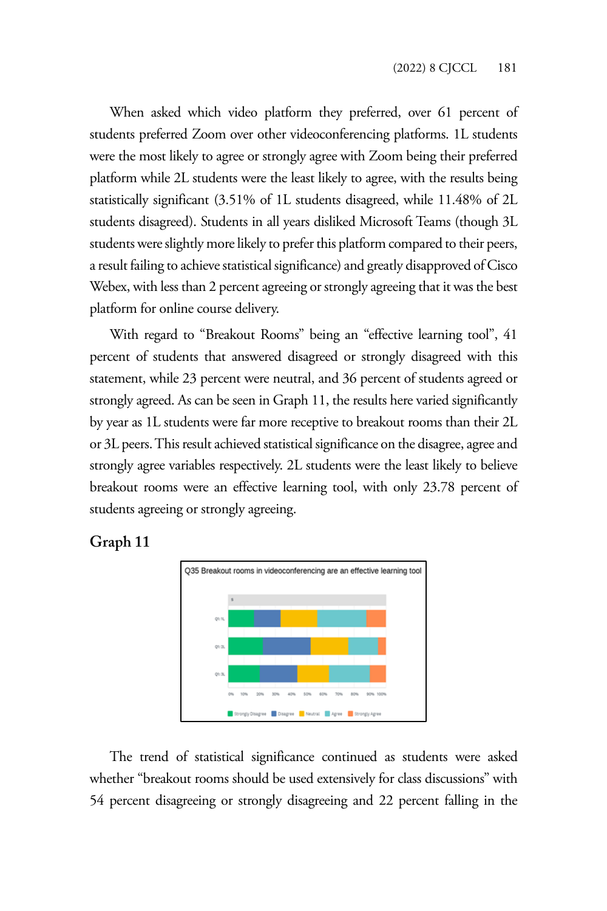When asked which video platform they preferred, over 61 percent of students preferred Zoom over other videoconferencing platforms. 1L students were the most likely to agree or strongly agree with Zoom being their preferred platform while 2L students were the least likely to agree, with the results being statistically significant (3.51% of 1L students disagreed, while 11.48% of 2L students disagreed). Students in all years disliked Microsoft Teams (though 3L students were slightly more likely to prefer this platform compared to their peers, a result failing to achieve statistical significance) and greatly disapproved of Cisco Webex, with less than 2 percent agreeing or strongly agreeing that it was the best platform for online course delivery.

With regard to "Breakout Rooms" being an "effective learning tool", 41 percent of students that answered disagreed or strongly disagreed with this statement, while 23 percent were neutral, and 36 percent of students agreed or strongly agreed. As can be seen in Graph 11, the results here varied significantly by year as 1L students were far more receptive to breakout rooms than their 2L or 3L peers. This result achieved statistical significance on the disagree, agree and strongly agree variables respectively. 2L students were the least likely to believe breakout rooms were an effective learning tool, with only 23.78 percent of students agreeing or strongly agreeing.

### Graph 11

Q35 Breakout rooms in videoconferencing are an effective learning tool

The trend of statistical significance continued as students were asked whether "breakout rooms should be used extensively for class discussions" with 54 percent disagreeing or strongly disagreeing and 22 percent falling in the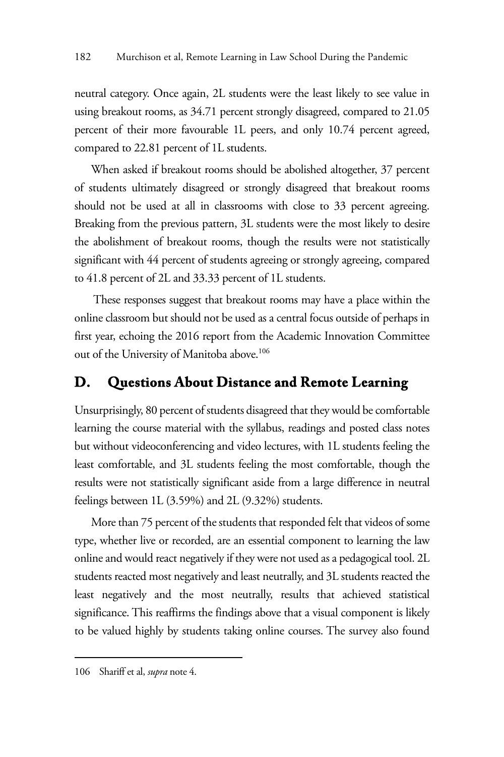neutral category. Once again, 2L students were the least likely to see value in using breakout rooms, as 34.71 percent strongly disagreed, compared to 21.05 percent of their more favourable 1L peers, and only 10.74 percent agreed, compared to 22.81 percent of 1L students.

When asked if breakout rooms should be abolished altogether, 37 percent of students ultimately disagreed or strongly disagreed that breakout rooms should not be used at all in classrooms with close to 33 percent agreeing. Breaking from the previous pattern, 3L students were the most likely to desire the abolishment of breakout rooms, though the results were not statistically significant with 44 percent of students agreeing or strongly agreeing, compared to 41.8 percent of 2L and 33.33 percent of 1L students.

These responses suggest that breakout rooms may have a place within the online classroom but should not be used as a central focus outside of perhaps in first year, echoing the 2016 report from the Academic Innovation Committee out of the University of Manitoba above.[106]

## D. Questions About Distance and Remote Learning

Unsurprisingly, 80 percent of students disagreed that they would be comfortable learning the course material with the syllabus, readings and posted class notes but without videoconferencing and video lectures, with 1L students feeling the least comfortable, and 3L students feeling the most comfortable, though the results were not statistically significant aside from a large difference in neutral feelings between 1L (3.59%) and 2L (9.32%) students.

More than 75 percent of the students that responded felt that videos of some type, whether live or recorded, are an essential component to learning the law online and would react negatively if they were not used as a pedagogical tool. 2L students reacted most negatively and least neutrally, and 3L students reacted the least negatively and the most neutrally, results that achieved statistical significance. This reaffirms the findings above that a visual component is likely to be valued highly by students taking online courses. The survey also found

106 Shariff et al, *supra* note 4.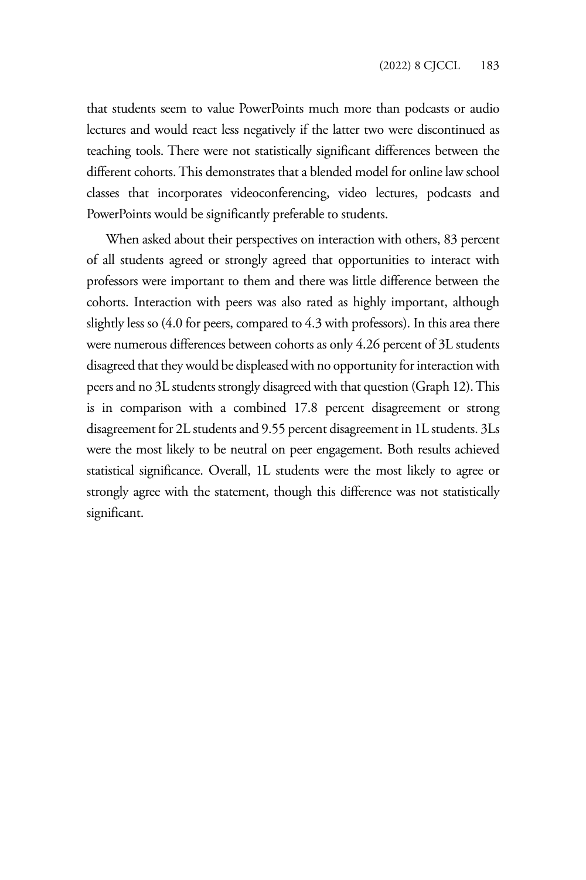that students seem to value PowerPoints much more than podcasts or audio lectures and would react less negatively if the latter two were discontinued as teaching tools. There were not statistically significant differences between the different cohorts. This demonstrates that a blended model for online law school classes that incorporates videoconferencing, video lectures, podcasts and PowerPoints would be significantly preferable to students.

When asked about their perspectives on interaction with others, 83 percent of all students agreed or strongly agreed that opportunities to interact with professors were important to them and there was little difference between the cohorts. Interaction with peers was also rated as highly important, although slightly less so (4.0 for peers, compared to 4.3 with professors). In this area there were numerous differences between cohorts as only 4.26 percent of 3L students disagreed that they would be displeased with no opportunity for interaction with peers and no 3L students strongly disagreed with that question (Graph 12). This is in comparison with a combined 17.8 percent disagreement or strong disagreement for 2L students and 9.55 percent disagreement in 1L students. 3Ls were the most likely to be neutral on peer engagement. Both results achieved statistical significance. Overall, 1L students were the most likely to agree or strongly agree with the statement, though this difference was not statistically significant.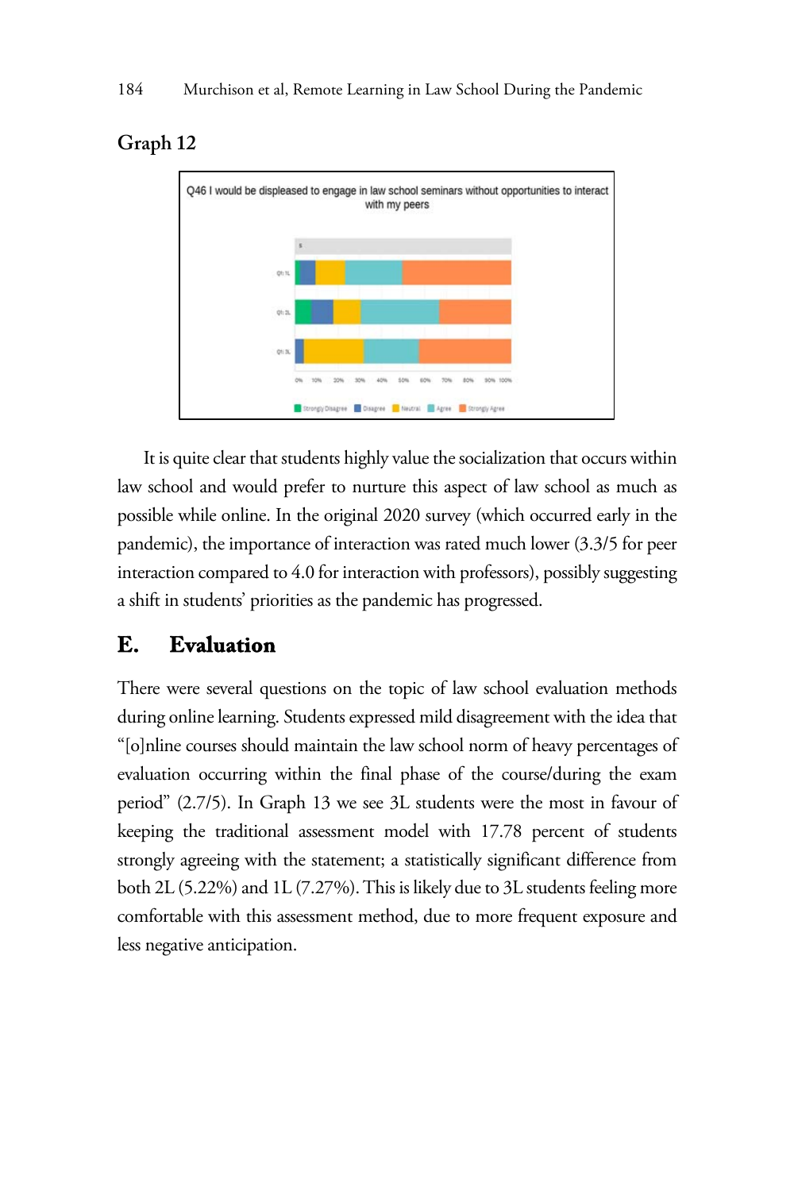### Graph 12

Q46 I would be displeased to engage in law school seminars without opportunities to interact with my peers

It is quite clear that students highly value the socialization that occurs within law school and would prefer to nurture this aspect of law school as much as possible while online. In the original 2020 survey (which occurred early in the pandemic), the importance of interaction was rated much lower (3.3/5 for peer interaction compared to 4.0 for interaction with professors), possibly suggesting a shift in students' priorities as the pandemic has progressed.

## E. Evaluation

There were several questions on the topic of law school evaluation methods during online learning. Students expressed mild disagreement with the idea that "[o]nline courses should maintain the law school norm of heavy percentages of evaluation occurring within the final phase of the course/during the exam period" (2.7/5). In Graph 13 we see 3L students were the most in favour of keeping the traditional assessment model with 17.78 percent of students strongly agreeing with the statement; a statistically significant difference from both 2L (5.22%) and 1L (7.27%). This is likely due to 3L students feeling more comfortable with this assessment method, due to more frequent exposure and less negative anticipation.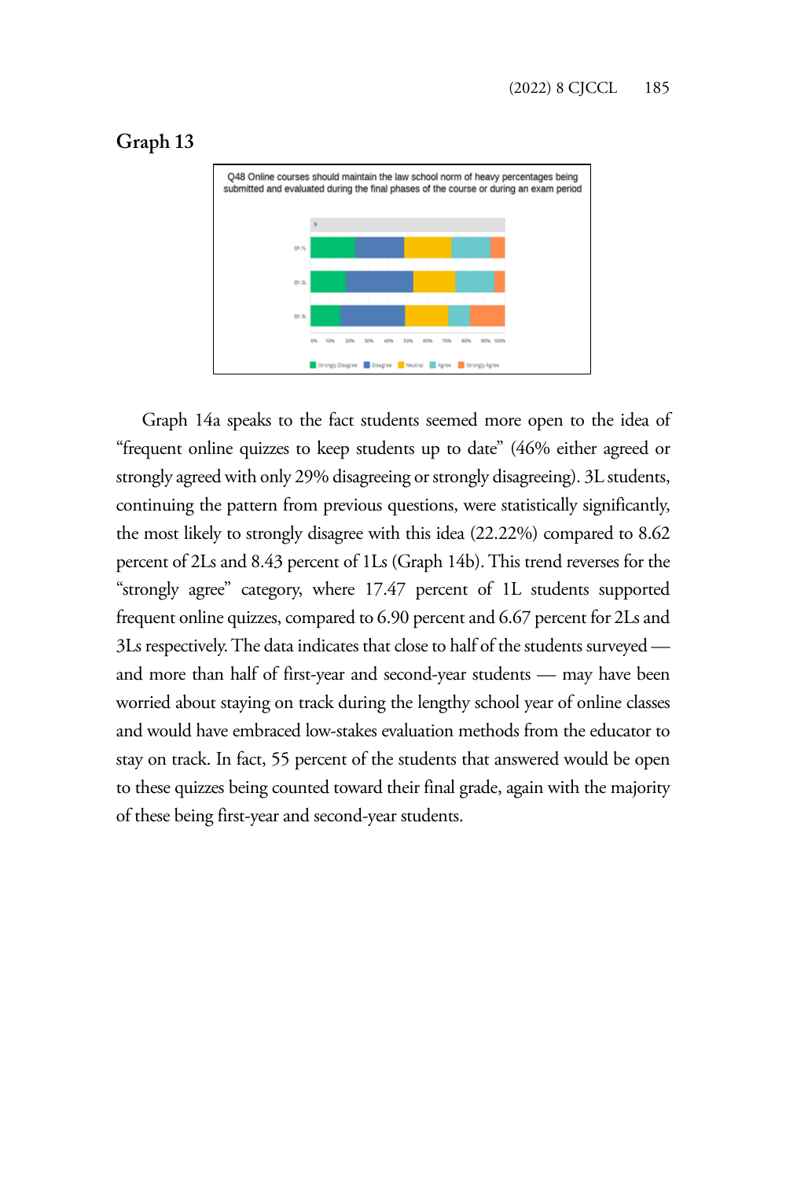### Graph 13

Q48 Online courses should maintain the law school norm of heavy percentages being submitted and evaluated during the final phases of the course or during an exam period

Graph 14a speaks to the fact students seemed more open to the idea of "frequent online quizzes to keep students up to date" (46% either agreed or strongly agreed with only 29% disagreeing or strongly disagreeing). 3L students, continuing the pattern from previous questions, were statistically significantly, the most likely to strongly disagree with this idea (22.22%) compared to 8.62 percent of 2Ls and 8.43 percent of 1Ls (Graph 14b). This trend reverses for the "strongly agree" category, where 17.47 percent of 1L students supported frequent online quizzes, compared to 6.90 percent and 6.67 percent for 2Ls and 3Ls respectively. The data indicates that close to half of the students surveyed — and more than half of first-year and second-year students — may have been worried about staying on track during the lengthy school year of online classes and would have embraced low-stakes evaluation methods from the educator to stay on track. In fact, 55 percent of the students that answered would be open to these quizzes being counted toward their final grade, again with the majority of these being first-year and second-year students.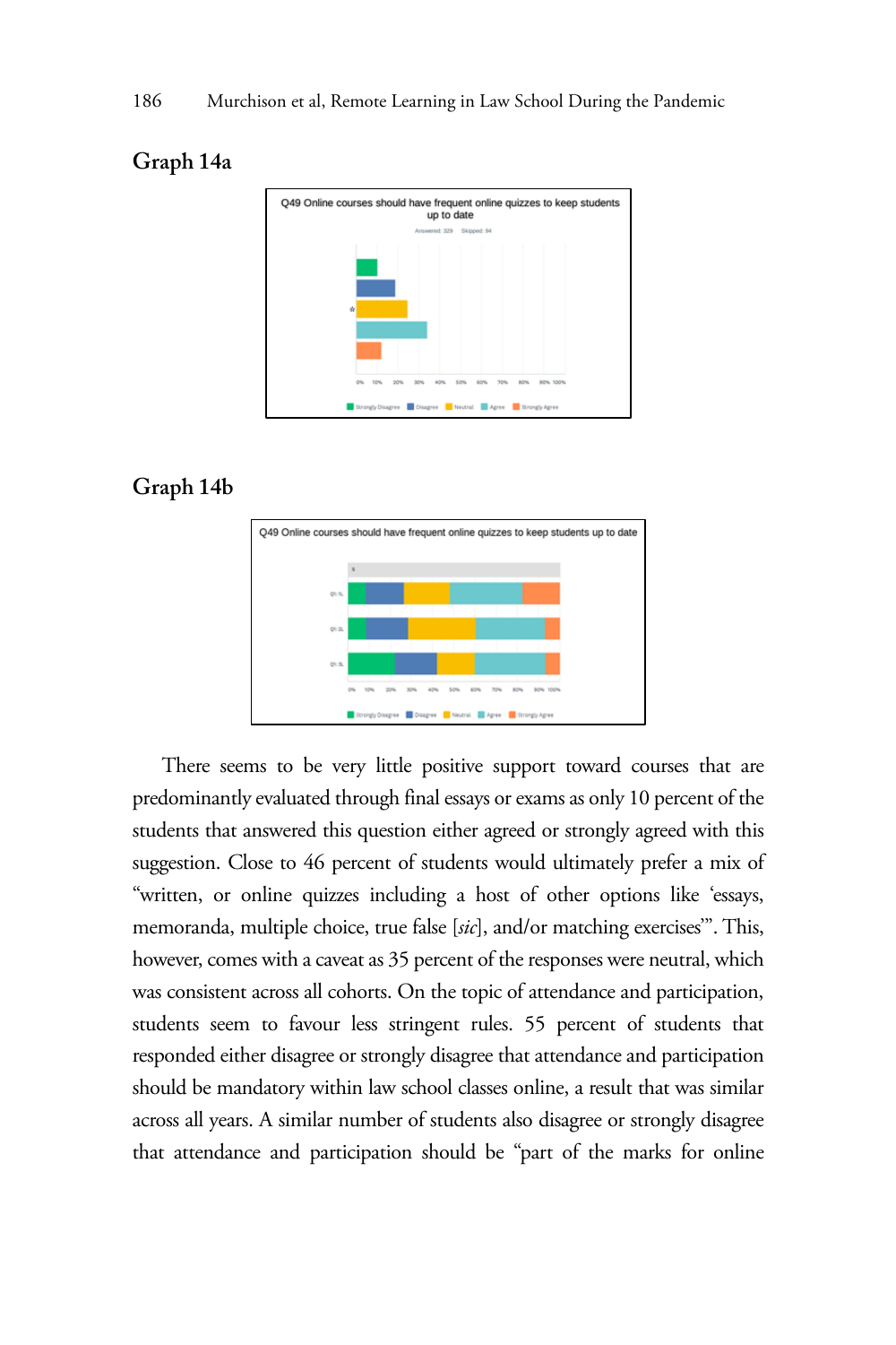## Graph 14a

## Graph 14b

There seems to be very little positive support toward courses that are predominantly evaluated through final essays or exams as only 10 percent of the students that answered this question either agreed or strongly agreed with this suggestion. Close to 46 percent of students would ultimately prefer a mix of "written, or online quizzes including a host of other options like 'essays, memoranda, multiple choice, true false [*sic*], and/or matching exercises'". This, however, comes with a caveat as 35 percent of the responses were neutral, which was consistent across all cohorts. On the topic of attendance and participation, students seem to favour less stringent rules. 55 percent of students that responded either disagree or strongly disagree that attendance and participation should be mandatory within law school classes online, a result that was similar across all years. A similar number of students also disagree or strongly disagree that attendance and participation should be "part of the marks for online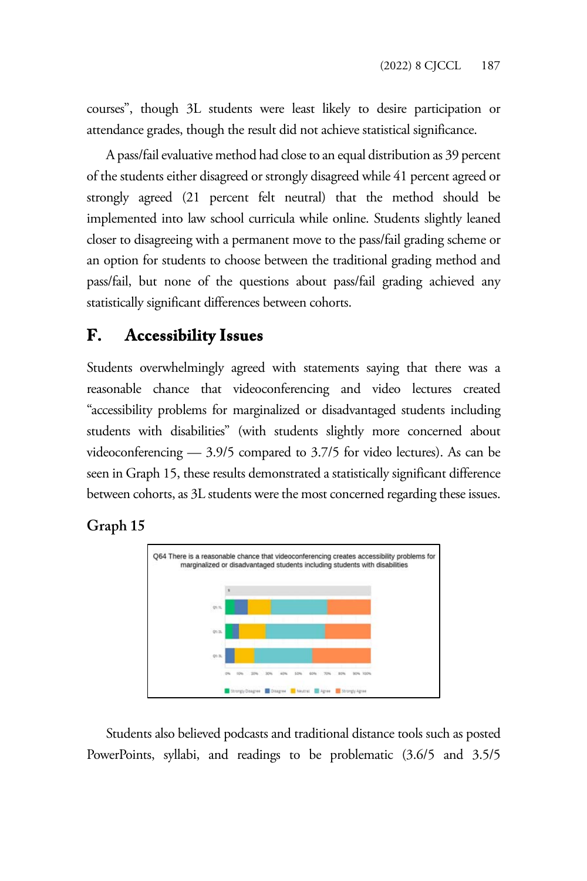courses", though 3L students were least likely to desire participation or attendance grades, though the result did not achieve statistical significance.

A pass/fail evaluative method had close to an equal distribution as 39 percent of the students either disagreed or strongly disagreed while 41 percent agreed or strongly agreed (21 percent felt neutral) that the method should be implemented into law school curricula while online. Students slightly leaned closer to disagreeing with a permanent move to the pass/fail grading scheme or an option for students to choose between the traditional grading method and pass/fail, but none of the questions about pass/fail grading achieved any statistically significant differences between cohorts.

## F. Accessibility Issues

Students overwhelmingly agreed with statements saying that there was a reasonable chance that videoconferencing and video lectures created "accessibility problems for marginalized or disadvantaged students including students with disabilities" (with students slightly more concerned about videoconferencing — 3.9/5 compared to 3.7/5 for video lectures). As can be seen in Graph 15, these results demonstrated a statistically significant difference between cohorts, as 3L students were the most concerned regarding these issues.

### Graph 15

Q64 There is a reasonable chance that videoconferencing creates accessibility problems for marginalized or disadvantaged students including students with disabilities

Students also believed podcasts and traditional distance tools such as posted PowerPoints, syllabi, and readings to be problematic (3.6/5 and 3.5/5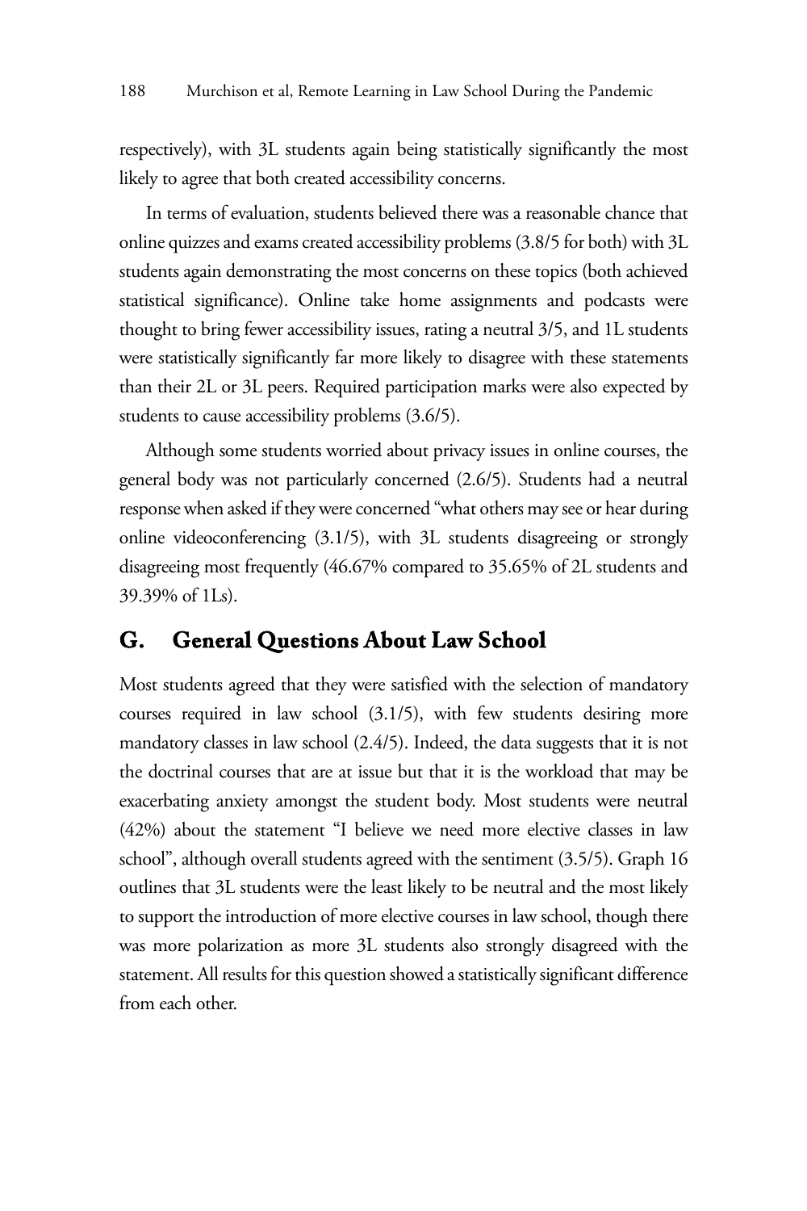respectively), with 3L students again being statistically significantly the most likely to agree that both created accessibility concerns.

In terms of evaluation, students believed there was a reasonable chance that online quizzes and exams created accessibility problems (3.8/5 for both) with 3L students again demonstrating the most concerns on these topics (both achieved statistical significance). Online take home assignments and podcasts were thought to bring fewer accessibility issues, rating a neutral 3/5, and 1L students were statistically significantly far more likely to disagree with these statements than their 2L or 3L peers. Required participation marks were also expected by students to cause accessibility problems (3.6/5).

Although some students worried about privacy issues in online courses, the general body was not particularly concerned (2.6/5). Students had a neutral response when asked if they were concerned "what others may see or hear during online videoconferencing (3.1/5), with 3L students disagreeing or strongly disagreeing most frequently (46.67% compared to 35.65% of 2L students and 39.39% of 1Ls).

## G. General Questions About Law School

Most students agreed that they were satisfied with the selection of mandatory courses required in law school (3.1/5), with few students desiring more mandatory classes in law school (2.4/5). Indeed, the data suggests that it is not the doctrinal courses that are at issue but that it is the workload that may be exacerbating anxiety amongst the student body. Most students were neutral (42%) about the statement "I believe we need more elective classes in law school", although overall students agreed with the sentiment (3.5/5). Graph 16 outlines that 3L students were the least likely to be neutral and the most likely to support the introduction of more elective courses in law school, though there was more polarization as more 3L students also strongly disagreed with the statement. All results for this question showed a statistically significant difference from each other.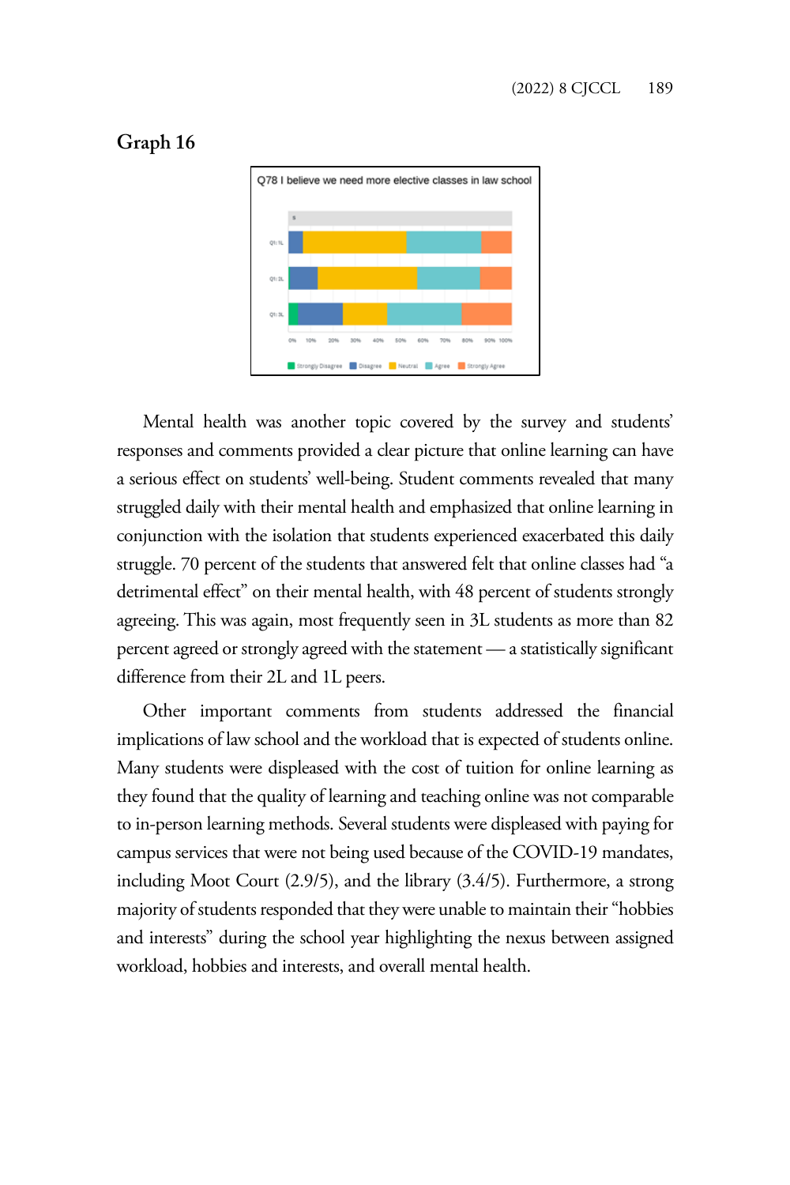**Graph 16**

Q78 I believe we need more elective classes in law school

Mental health was another topic covered by the survey and students' responses and comments provided a clear picture that online learning can have a serious effect on students' well-being. Student comments revealed that many struggled daily with their mental health and emphasized that online learning in conjunction with the isolation that students experienced exacerbated this daily struggle. 70 percent of the students that answered felt that online classes had "a detrimental effect" on their mental health, with 48 percent of students strongly agreeing. This was again, most frequently seen in 3L students as more than 82 percent agreed or strongly agreed with the statement — a statistically significant difference from their 2L and 1L peers.

Other important comments from students addressed the financial implications of law school and the workload that is expected of students online. Many students were displeased with the cost of tuition for online learning as they found that the quality of learning and teaching online was not comparable to in-person learning methods. Several students were displeased with paying for campus services that were not being used because of the COVID-19 mandates, including Moot Court (2.9/5), and the library (3.4/5). Furthermore, a strong majority of students responded that they were unable to maintain their "hobbies and interests" during the school year highlighting the nexus between assigned workload, hobbies and interests, and overall mental health.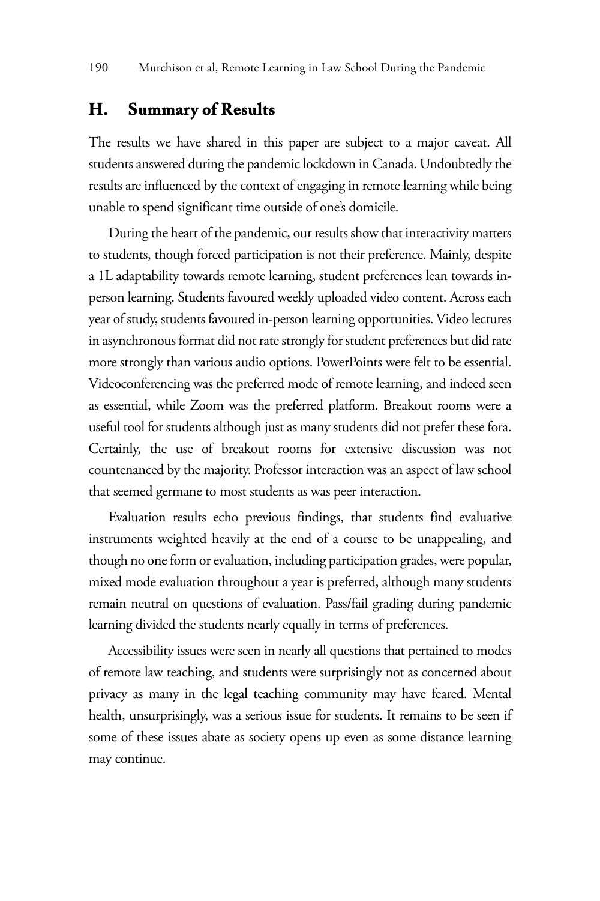## H. Summary of Results

The results we have shared in this paper are subject to a major caveat. All students answered during the pandemic lockdown in Canada. Undoubtedly the results are influenced by the context of engaging in remote learning while being unable to spend significant time outside of one's domicile.

During the heart of the pandemic, our results show that interactivity matters to students, though forced participation is not their preference. Mainly, despite a 1L adaptability towards remote learning, student preferences lean towards in-person learning. Students favoured weekly uploaded video content. Across each year of study, students favoured in-person learning opportunities. Video lectures in asynchronous format did not rate strongly for student preferences but did rate more strongly than various audio options. PowerPoints were felt to be essential. Videoconferencing was the preferred mode of remote learning, and indeed seen as essential, while Zoom was the preferred platform. Breakout rooms were a useful tool for students although just as many students did not prefer these fora. Certainly, the use of breakout rooms for extensive discussion was not countenanced by the majority. Professor interaction was an aspect of law school that seemed germane to most students as was peer interaction.

Evaluation results echo previous findings, that students find evaluative instruments weighted heavily at the end of a course to be unappealing, and though no one form or evaluation, including participation grades, were popular, mixed mode evaluation throughout a year is preferred, although many students remain neutral on questions of evaluation. Pass/fail grading during pandemic learning divided the students nearly equally in terms of preferences.

Accessibility issues were seen in nearly all questions that pertained to modes of remote law teaching, and students were surprisingly not as concerned about privacy as many in the legal teaching community may have feared. Mental health, unsurprisingly, was a serious issue for students. It remains to be seen if some of these issues abate as society opens up even as some distance learning may continue.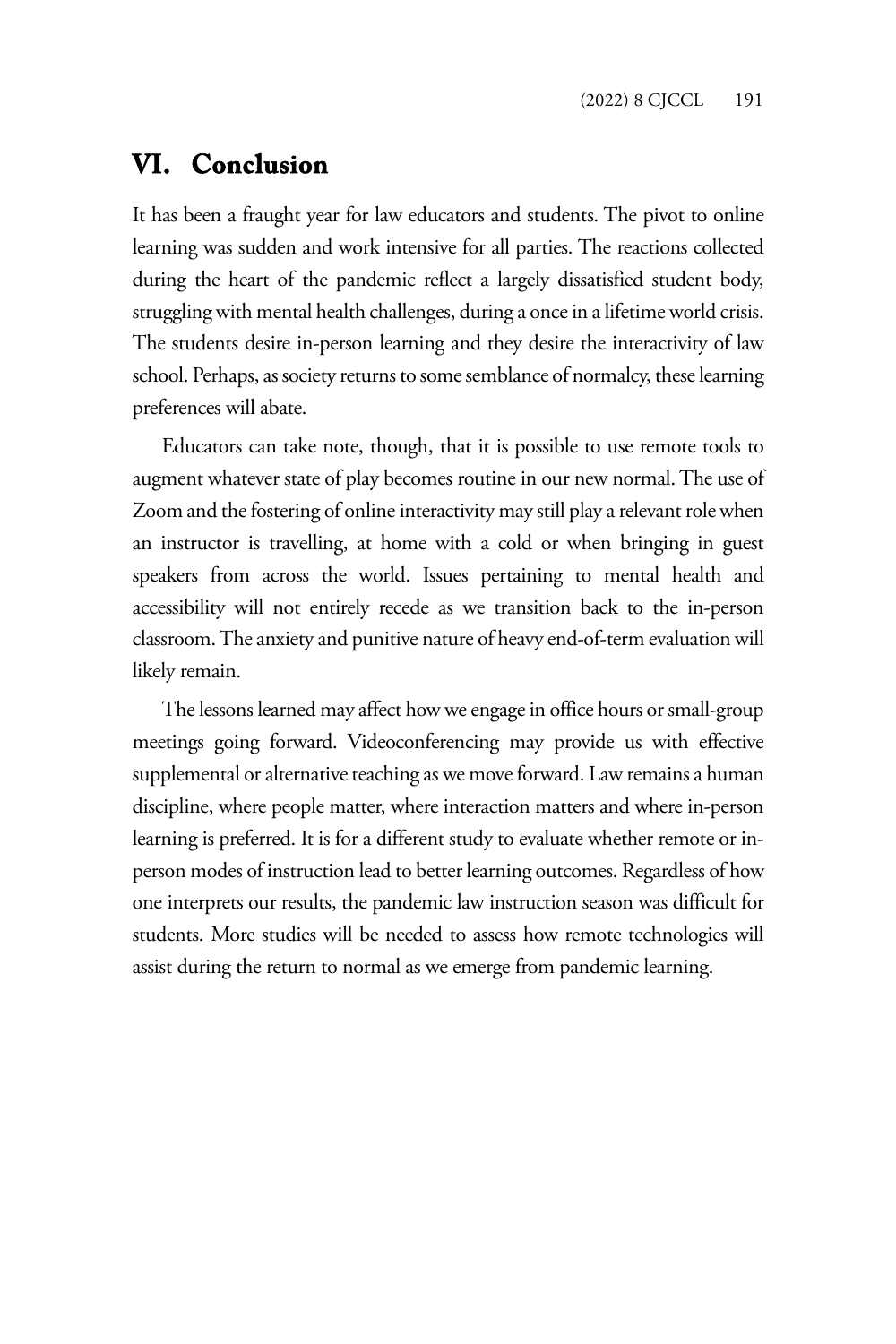## VI. Conclusion

It has been a fraught year for law educators and students. The pivot to online learning was sudden and work intensive for all parties. The reactions collected during the heart of the pandemic reflect a largely dissatisfied student body, struggling with mental health challenges, during a once in a lifetime world crisis. The students desire in-person learning and they desire the interactivity of law school. Perhaps, as society returns to some semblance of normalcy, these learning preferences will abate.

Educators can take note, though, that it is possible to use remote tools to augment whatever state of play becomes routine in our new normal. The use of Zoom and the fostering of online interactivity may still play a relevant role when an instructor is travelling, at home with a cold or when bringing in guest speakers from across the world. Issues pertaining to mental health and accessibility will not entirely recede as we transition back to the in-person classroom. The anxiety and punitive nature of heavy end-of-term evaluation will likely remain.

The lessons learned may affect how we engage in office hours or small-group meetings going forward. Videoconferencing may provide us with effective supplemental or alternative teaching as we move forward. Law remains a human discipline, where people matter, where interaction matters and where in-person learning is preferred. It is for a different study to evaluate whether remote or in-person modes of instruction lead to better learning outcomes. Regardless of how one interprets our results, the pandemic law instruction season was difficult for students. More studies will be needed to assess how remote technologies will assist during the return to normal as we emerge from pandemic learning.